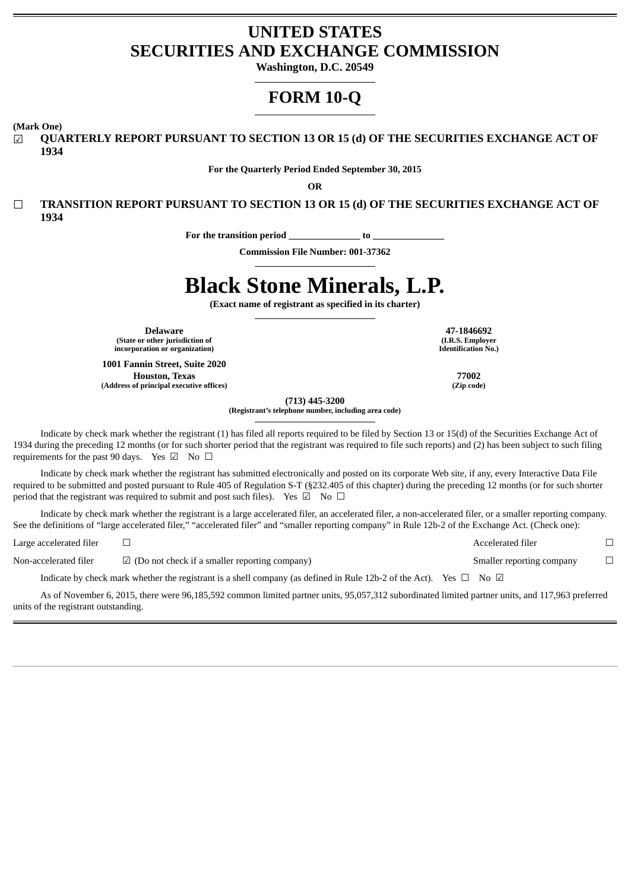# UNITED STATES
# SECURITIES AND EXCHANGE COMMISSION

**Washington, D.C. 20549**

# FORM 10-Q

**(Mark One)**

☑ **QUARTERLY REPORT PURSUANT TO SECTION 13 OR 15 (d) OF THE SECURITIES EXCHANGE ACT OF 1934**

**For the Quarterly Period Ended September 30, 2015**

**OR**

☐ **TRANSITION REPORT PURSUANT TO SECTION 13 OR 15 (d) OF THE SECURITIES EXCHANGE ACT OF 1934**

**For the transition period _______________ to _______________**

**Commission File Number: 001-37362**

# Black Stone Minerals, L.P.

**(Exact name of registrant as specified in its charter)**

| | |
|---|---|
| **Delaware**<br>**(State or other jurisdiction of incorporation or organization)** | **47-1846692**<br>**(I.R.S. Employer Identification No.)** |
| **1001 Fannin Street, Suite 2020**<br>**Houston, Texas**<br>**(Address of principal executive offices)** | **77002**<br>**(Zip code)** |

**(713) 445-3200**
**(Registrant's telephone number, including area code)**

Indicate by check mark whether the registrant (1) has filed all reports required to be filed by Section 13 or 15(d) of the Securities Exchange Act of 1934 during the preceding 12 months (or for such shorter period that the registrant was required to file such reports) and (2) has been subject to such filing requirements for the past 90 days. Yes ☑ No ☐

Indicate by check mark whether the registrant has submitted electronically and posted on its corporate Web site, if any, every Interactive Data File required to be submitted and posted pursuant to Rule 405 of Regulation S-T (§232.405 of this chapter) during the preceding 12 months (or for such shorter period that the registrant was required to submit and post such files). Yes ☑ No ☐

Indicate by check mark whether the registrant is a large accelerated filer, an accelerated filer, a non-accelerated filer, or a smaller reporting company. See the definitions of "large accelerated filer," "accelerated filer" and "smaller reporting company" in Rule 12b-2 of the Exchange Act. (Check one):

| | | | |
|---|---|---|---|
| Large accelerated filer | ☐ | Accelerated filer | ☐ |
| Non-accelerated filer | ☑ (Do not check if a smaller reporting company) | Smaller reporting company | ☐ |

Indicate by check mark whether the registrant is a shell company (as defined in Rule 12b-2 of the Act). Yes ☐ No ☑

As of November 6, 2015, there were 96,185,592 common limited partner units, 95,057,312 subordinated limited partner units, and 117,963 preferred units of the registrant outstanding.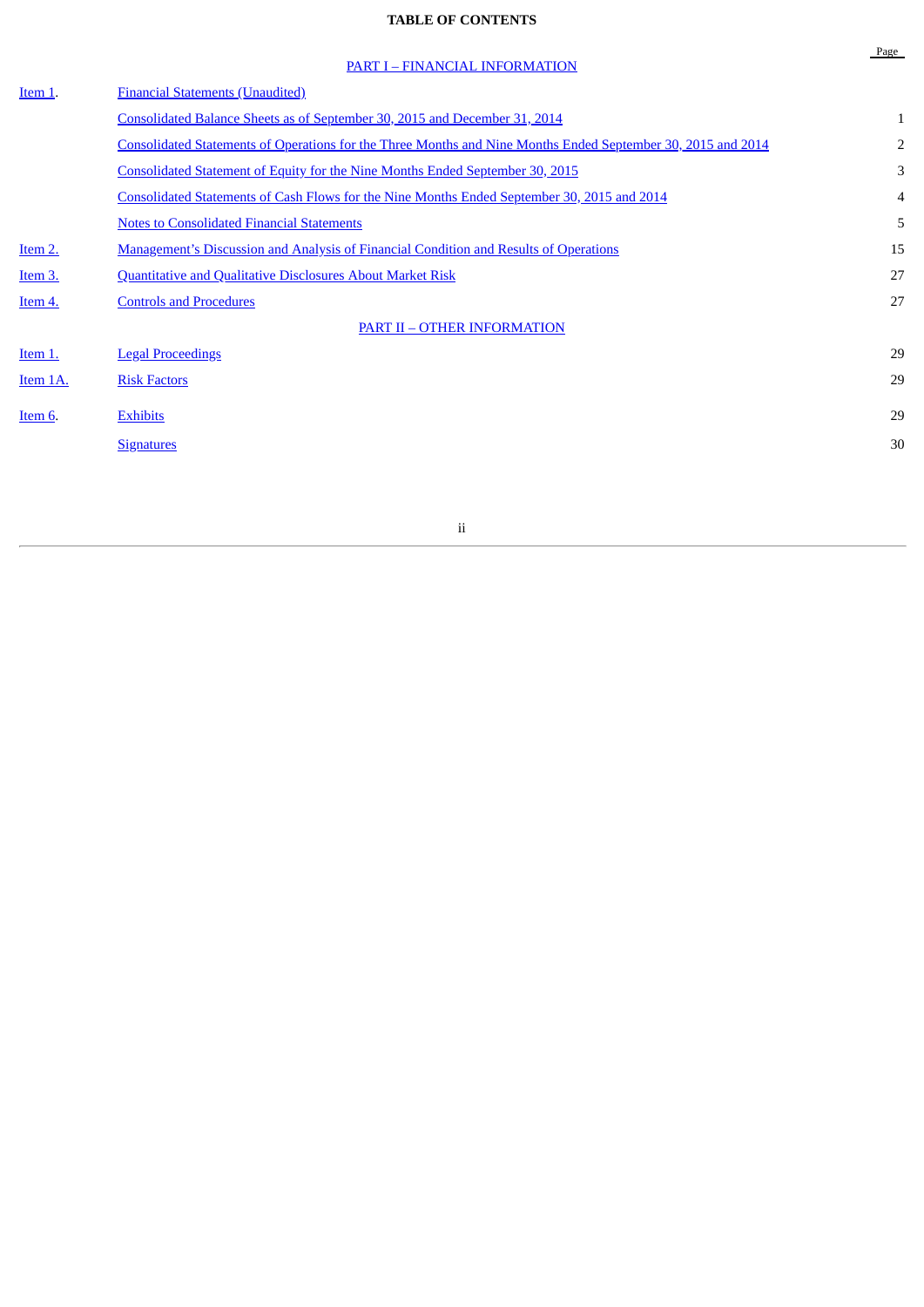# TABLE OF CONTENTS

| | | Page |
|---|---|---|
| | PART I – FINANCIAL INFORMATION | |
| Item 1. | Financial Statements (Unaudited) | |
| | Consolidated Balance Sheets as of September 30, 2015 and December 31, 2014 | 1 |
| | Consolidated Statements of Operations for the Three Months and Nine Months Ended September 30, 2015 and 2014 | 2 |
| | Consolidated Statement of Equity for the Nine Months Ended September 30, 2015 | 3 |
| | Consolidated Statements of Cash Flows for the Nine Months Ended September 30, 2015 and 2014 | 4 |
| | Notes to Consolidated Financial Statements | 5 |
| Item 2. | Management's Discussion and Analysis of Financial Condition and Results of Operations | 15 |
| Item 3. | Quantitative and Qualitative Disclosures About Market Risk | 27 |
| Item 4. | Controls and Procedures | 27 |
| | PART II – OTHER INFORMATION | |
| Item 1. | Legal Proceedings | 29 |
| Item 1A. | Risk Factors | 29 |
| Item 6. | Exhibits | 29 |
| | Signatures | 30 |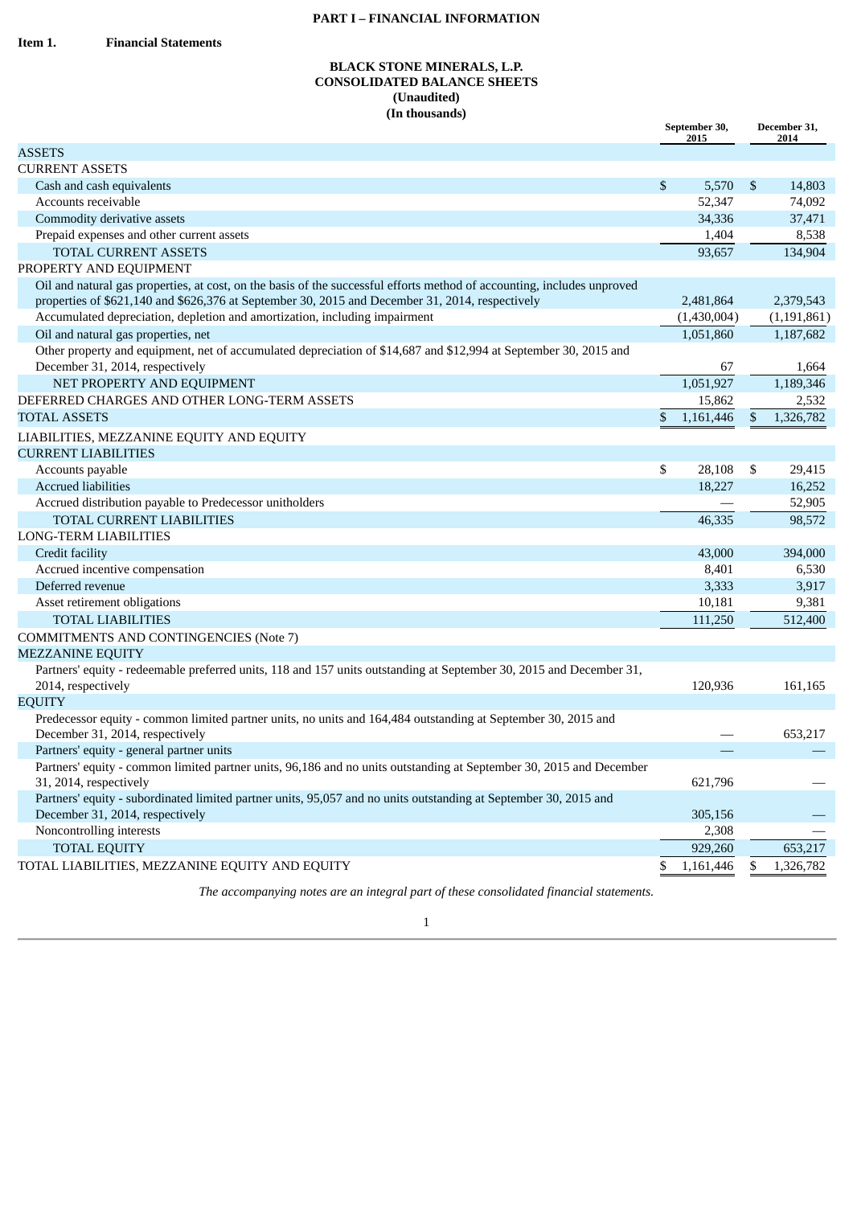# PART I – FINANCIAL INFORMATION

**Item 1. Financial Statements**

**BLACK STONE MINERALS, L.P.**
**CONSOLIDATED BALANCE SHEETS**
**(Unaudited)**
**(In thousands)**

| | September 30, 2015 | December 31, 2014 |
|---|---|---|
| ASSETS | | |
| CURRENT ASSETS | | |
| Cash and cash equivalents | $ 5,570 | $ 14,803 |
| Accounts receivable | 52,347 | 74,092 |
| Commodity derivative assets | 34,336 | 37,471 |
| Prepaid expenses and other current assets | 1,404 | 8,538 |
| TOTAL CURRENT ASSETS | 93,657 | 134,904 |
| PROPERTY AND EQUIPMENT | | |
| Oil and natural gas properties, at cost, on the basis of the successful efforts method of accounting, includes unproved properties of $621,140 and $626,376 at September 30, 2015 and December 31, 2014, respectively | 2,481,864 | 2,379,543 |
| Accumulated depreciation, depletion and amortization, including impairment | (1,430,004) | (1,191,861) |
| Oil and natural gas properties, net | 1,051,860 | 1,187,682 |
| Other property and equipment, net of accumulated depreciation of $14,687 and $12,994 at September 30, 2015 and December 31, 2014, respectively | 67 | 1,664 |
| NET PROPERTY AND EQUIPMENT | 1,051,927 | 1,189,346 |
| DEFERRED CHARGES AND OTHER LONG-TERM ASSETS | 15,862 | 2,532 |
| TOTAL ASSETS | $ 1,161,446 | $ 1,326,782 |
| LIABILITIES, MEZZANINE EQUITY AND EQUITY | | |
| CURRENT LIABILITIES | | |
| Accounts payable | $ 28,108 | $ 29,415 |
| Accrued liabilities | 18,227 | 16,252 |
| Accrued distribution payable to Predecessor unitholders | — | 52,905 |
| TOTAL CURRENT LIABILITIES | 46,335 | 98,572 |
| LONG-TERM LIABILITIES | | |
| Credit facility | 43,000 | 394,000 |
| Accrued incentive compensation | 8,401 | 6,530 |
| Deferred revenue | 3,333 | 3,917 |
| Asset retirement obligations | 10,181 | 9,381 |
| TOTAL LIABILITIES | 111,250 | 512,400 |
| COMMITMENTS AND CONTINGENCIES (Note 7) | | |
| MEZZANINE EQUITY | | |
| Partners' equity - redeemable preferred units, 118 and 157 units outstanding at September 30, 2015 and December 31, 2014, respectively | 120,936 | 161,165 |
| EQUITY | | |
| Predecessor equity - common limited partner units, no units and 164,484 outstanding at September 30, 2015 and December 31, 2014, respectively | — | 653,217 |
| Partners' equity - general partner units | — | — |
| Partners' equity - common limited partner units, 96,186 and no units outstanding at September 30, 2015 and December 31, 2014, respectively | 621,796 | — |
| Partners' equity - subordinated limited partner units, 95,057 and no units outstanding at September 30, 2015 and December 31, 2014, respectively | 305,156 | — |
| Noncontrolling interests | 2,308 | — |
| TOTAL EQUITY | 929,260 | 653,217 |
| TOTAL LIABILITIES, MEZZANINE EQUITY AND EQUITY | $ 1,161,446 | $ 1,326,782 |

*The accompanying notes are an integral part of these consolidated financial statements.*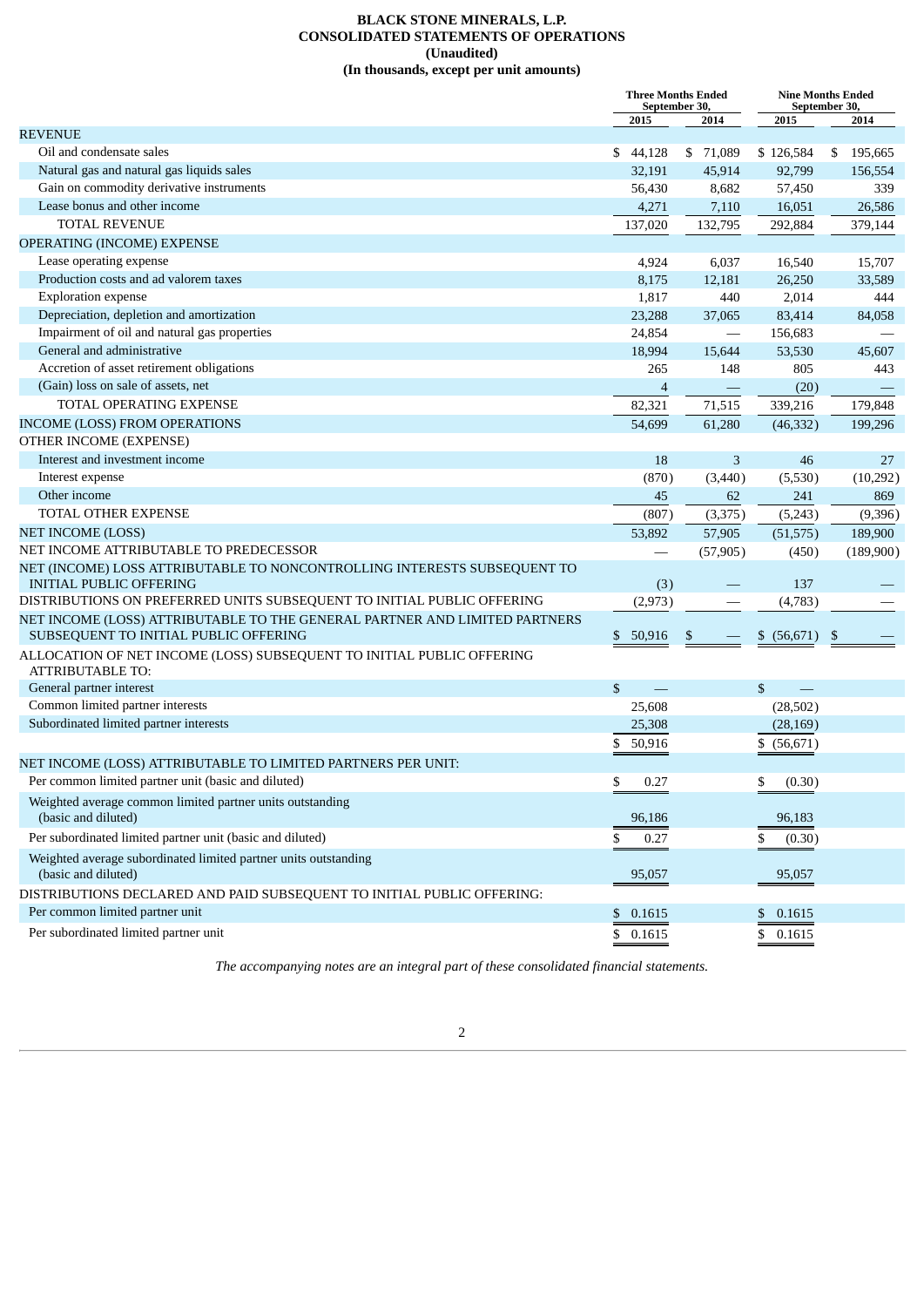# BLACK STONE MINERALS, L.P.
## CONSOLIDATED STATEMENTS OF OPERATIONS
### (Unaudited)
### (In thousands, except per unit amounts)

| | Three Months Ended September 30, | | Nine Months Ended September 30, | |
|---|---|---|---|---|
| | 2015 | 2014 | 2015 | 2014 |
| REVENUE | | | | |
| Oil and condensate sales | $ 44,128 | $ 71,089 | $ 126,584 | $ 195,665 |
| Natural gas and natural gas liquids sales | 32,191 | 45,914 | 92,799 | 156,554 |
| Gain on commodity derivative instruments | 56,430 | 8,682 | 57,450 | 339 |
| Lease bonus and other income | 4,271 | 7,110 | 16,051 | 26,586 |
| TOTAL REVENUE | 137,020 | 132,795 | 292,884 | 379,144 |
| OPERATING (INCOME) EXPENSE | | | | |
| Lease operating expense | 4,924 | 6,037 | 16,540 | 15,707 |
| Production costs and ad valorem taxes | 8,175 | 12,181 | 26,250 | 33,589 |
| Exploration expense | 1,817 | 440 | 2,014 | 444 |
| Depreciation, depletion and amortization | 23,288 | 37,065 | 83,414 | 84,058 |
| Impairment of oil and natural gas properties | 24,854 | — | 156,683 | — |
| General and administrative | 18,994 | 15,644 | 53,530 | 45,607 |
| Accretion of asset retirement obligations | 265 | 148 | 805 | 443 |
| (Gain) loss on sale of assets, net | 4 | — | (20) | — |
| TOTAL OPERATING EXPENSE | 82,321 | 71,515 | 339,216 | 179,848 |
| INCOME (LOSS) FROM OPERATIONS | 54,699 | 61,280 | (46,332) | 199,296 |
| OTHER INCOME (EXPENSE) | | | | |
| Interest and investment income | 18 | 3 | 46 | 27 |
| Interest expense | (870) | (3,440) | (5,530) | (10,292) |
| Other income | 45 | 62 | 241 | 869 |
| TOTAL OTHER EXPENSE | (807) | (3,375) | (5,243) | (9,396) |
| NET INCOME (LOSS) | 53,892 | 57,905 | (51,575) | 189,900 |
| NET INCOME ATTRIBUTABLE TO PREDECESSOR | — | (57,905) | (450) | (189,900) |
| NET (INCOME) LOSS ATTRIBUTABLE TO NONCONTROLLING INTERESTS SUBSEQUENT TO INITIAL PUBLIC OFFERING | (3) | — | 137 | — |
| DISTRIBUTIONS ON PREFERRED UNITS SUBSEQUENT TO INITIAL PUBLIC OFFERING | (2,973) | — | (4,783) | — |
| NET INCOME (LOSS) ATTRIBUTABLE TO THE GENERAL PARTNER AND LIMITED PARTNERS SUBSEQUENT TO INITIAL PUBLIC OFFERING | $ 50,916 | $ — | $ (56,671) | $ — |
| ALLOCATION OF NET INCOME (LOSS) SUBSEQUENT TO INITIAL PUBLIC OFFERING ATTRIBUTABLE TO: | | | | |
| General partner interest | $ — | | $ — | |
| Common limited partner interests | 25,608 | | (28,502) | |
| Subordinated limited partner interests | 25,308 | | (28,169) | |
| | $ 50,916 | | $ (56,671) | |
| NET INCOME (LOSS) ATTRIBUTABLE TO LIMITED PARTNERS PER UNIT: | | | | |
| Per common limited partner unit (basic and diluted) | $ 0.27 | | $ (0.30) | |
| Weighted average common limited partner units outstanding (basic and diluted) | 96,186 | | 96,183 | |
| Per subordinated limited partner unit (basic and diluted) | $ 0.27 | | $ (0.30) | |
| Weighted average subordinated limited partner units outstanding (basic and diluted) | 95,057 | | 95,057 | |
| DISTRIBUTIONS DECLARED AND PAID SUBSEQUENT TO INITIAL PUBLIC OFFERING: | | | | |
| Per common limited partner unit | $ 0.1615 | | $ 0.1615 | |
| Per subordinated limited partner unit | $ 0.1615 | | $ 0.1615 | |

*The accompanying notes are an integral part of these consolidated financial statements.*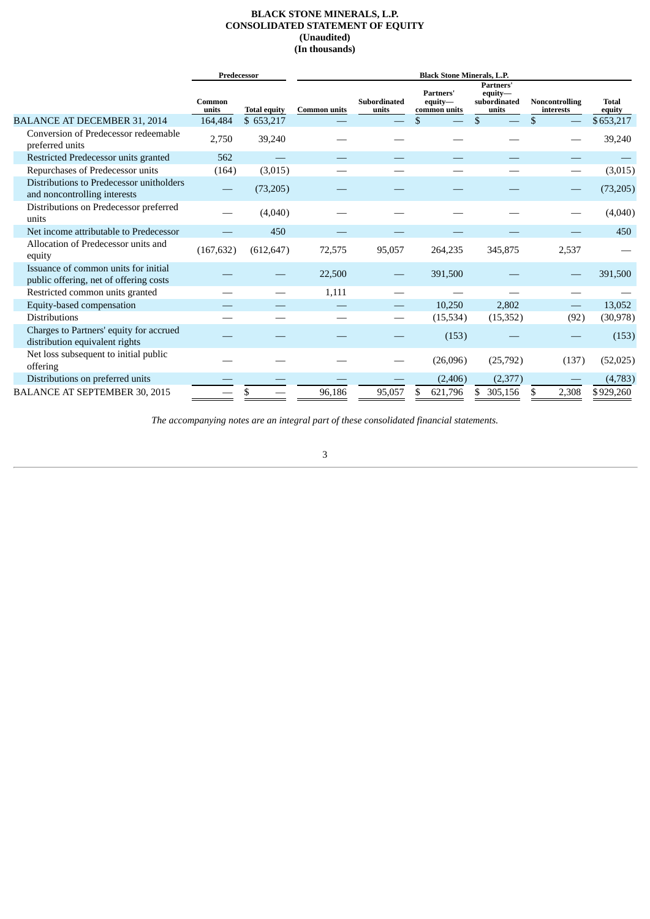# BLACK STONE MINERALS, L.P.
## CONSOLIDATED STATEMENT OF EQUITY
### (Unaudited)
### (In thousands)

| | Predecessor | | Black Stone Minerals, L.P. | | | | | |
|---|---|---|---|---|---|---|---|---|
| | Common units | Total equity | Common units | Subordinated units | Partners' equity—common units | Partners' equity—subordinated units | Noncontrolling interests | Total equity |
| BALANCE AT DECEMBER 31, 2014 | 164,484 | $ 653,217 | — | — | $ — | $ — | $ — | $ 653,217 |
| Conversion of Predecessor redeemable preferred units | 2,750 | 39,240 | — | — | — | — | — | 39,240 |
| Restricted Predecessor units granted | 562 | — | — | — | — | — | — | — |
| Repurchases of Predecessor units | (164) | (3,015) | — | — | — | — | — | (3,015) |
| Distributions to Predecessor unitholders and noncontrolling interests | — | (73,205) | — | — | — | — | — | (73,205) |
| Distributions on Predecessor preferred units | — | (4,040) | — | — | — | — | — | (4,040) |
| Net income attributable to Predecessor | — | 450 | — | — | — | — | — | 450 |
| Allocation of Predecessor units and equity | (167,632) | (612,647) | 72,575 | 95,057 | 264,235 | 345,875 | 2,537 | — |
| Issuance of common units for initial public offering, net of offering costs | — | — | 22,500 | — | 391,500 | — | — | 391,500 |
| Restricted common units granted | — | — | 1,111 | — | — | — | — | — |
| Equity-based compensation | — | — | — | — | 10,250 | 2,802 | — | 13,052 |
| Distributions | — | — | — | — | (15,534) | (15,352) | (92) | (30,978) |
| Charges to Partners' equity for accrued distribution equivalent rights | — | — | — | — | (153) | — | — | (153) |
| Net loss subsequent to initial public offering | — | — | — | — | (26,096) | (25,792) | (137) | (52,025) |
| Distributions on preferred units | — | — | — | — | (2,406) | (2,377) | — | (4,783) |
| BALANCE AT SEPTEMBER 30, 2015 | — | $ — | 96,186 | 95,057 | $ 621,796 | $ 305,156 | $ 2,308 | $ 929,260 |

*The accompanying notes are an integral part of these consolidated financial statements.*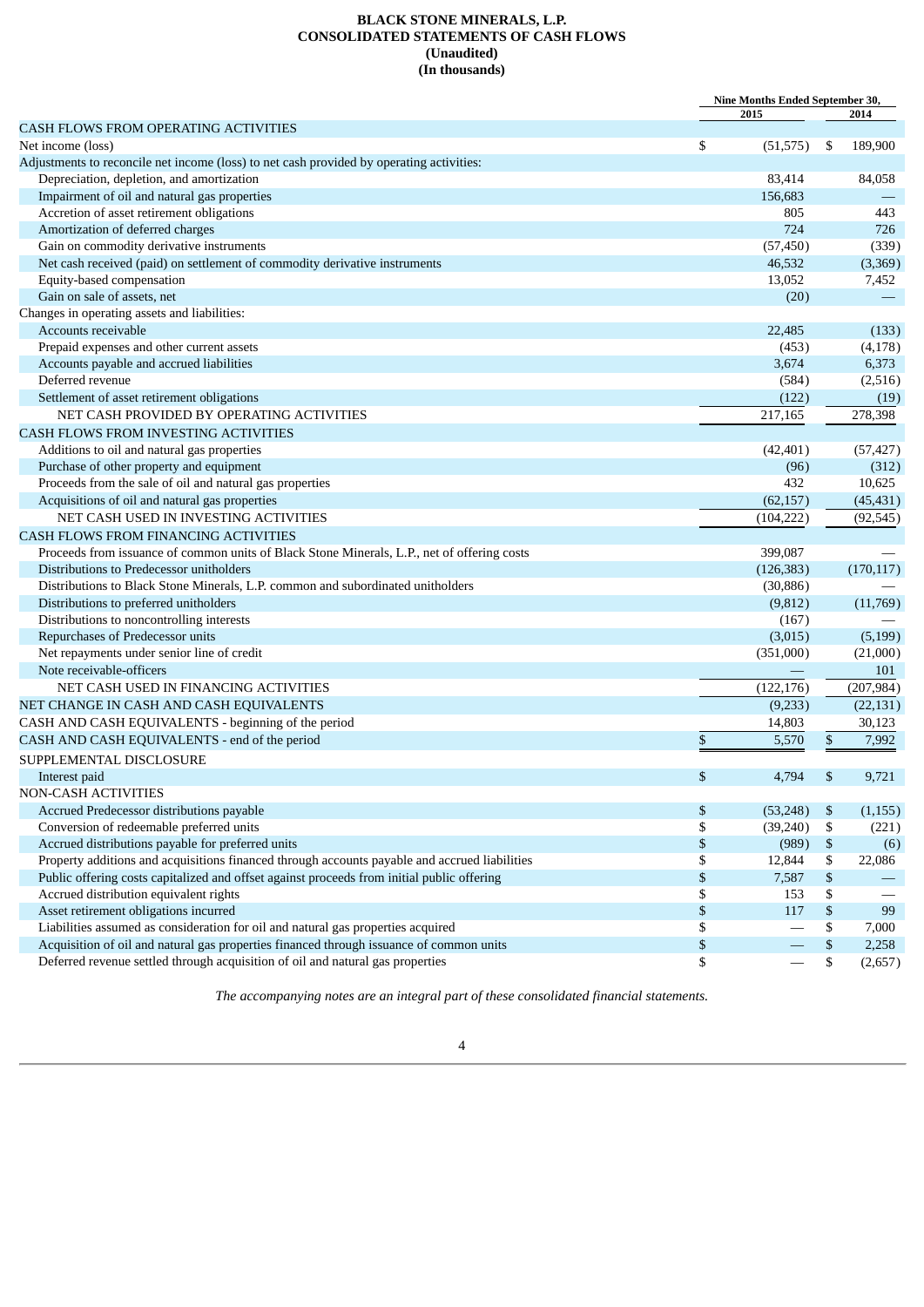# BLACK STONE MINERALS, L.P.
## CONSOLIDATED STATEMENTS OF CASH FLOWS
### (Unaudited)
### (In thousands)

| | Nine Months Ended September 30, | |
|---|---|---|
| | 2015 | 2014 |
| CASH FLOWS FROM OPERATING ACTIVITIES | | |
| Net income (loss) | $ (51,575) | $ 189,900 |
| Adjustments to reconcile net income (loss) to net cash provided by operating activities: | | |
| Depreciation, depletion, and amortization | 83,414 | 84,058 |
| Impairment of oil and natural gas properties | 156,683 | — |
| Accretion of asset retirement obligations | 805 | 443 |
| Amortization of deferred charges | 724 | 726 |
| Gain on commodity derivative instruments | (57,450) | (339) |
| Net cash received (paid) on settlement of commodity derivative instruments | 46,532 | (3,369) |
| Equity-based compensation | 13,052 | 7,452 |
| Gain on sale of assets, net | (20) | — |
| Changes in operating assets and liabilities: | | |
| Accounts receivable | 22,485 | (133) |
| Prepaid expenses and other current assets | (453) | (4,178) |
| Accounts payable and accrued liabilities | 3,674 | 6,373 |
| Deferred revenue | (584) | (2,516) |
| Settlement of asset retirement obligations | (122) | (19) |
| NET CASH PROVIDED BY OPERATING ACTIVITIES | 217,165 | 278,398 |
| CASH FLOWS FROM INVESTING ACTIVITIES | | |
| Additions to oil and natural gas properties | (42,401) | (57,427) |
| Purchase of other property and equipment | (96) | (312) |
| Proceeds from the sale of oil and natural gas properties | 432 | 10,625 |
| Acquisitions of oil and natural gas properties | (62,157) | (45,431) |
| NET CASH USED IN INVESTING ACTIVITIES | (104,222) | (92,545) |
| CASH FLOWS FROM FINANCING ACTIVITIES | | |
| Proceeds from issuance of common units of Black Stone Minerals, L.P., net of offering costs | 399,087 | — |
| Distributions to Predecessor unitholders | (126,383) | (170,117) |
| Distributions to Black Stone Minerals, L.P. common and subordinated unitholders | (30,886) | — |
| Distributions to preferred unitholders | (9,812) | (11,769) |
| Distributions to noncontrolling interests | (167) | — |
| Repurchases of Predecessor units | (3,015) | (5,199) |
| Net repayments under senior line of credit | (351,000) | (21,000) |
| Note receivable-officers | — | 101 |
| NET CASH USED IN FINANCING ACTIVITIES | (122,176) | (207,984) |
| NET CHANGE IN CASH AND CASH EQUIVALENTS | (9,233) | (22,131) |
| CASH AND CASH EQUIVALENTS - beginning of the period | 14,803 | 30,123 |
| CASH AND CASH EQUIVALENTS - end of the period | $ 5,570 | $ 7,992 |
| SUPPLEMENTAL DISCLOSURE | | |
| Interest paid | $ 4,794 | $ 9,721 |
| NON-CASH ACTIVITIES | | |
| Accrued Predecessor distributions payable | $ (53,248) | $ (1,155) |
| Conversion of redeemable preferred units | $ (39,240) | $ (221) |
| Accrued distributions payable for preferred units | $ (989) | $ (6) |
| Property additions and acquisitions financed through accounts payable and accrued liabilities | $ 12,844 | $ 22,086 |
| Public offering costs capitalized and offset against proceeds from initial public offering | $ 7,587 | $ — |
| Accrued distribution equivalent rights | $ 153 | $ — |
| Asset retirement obligations incurred | $ 117 | $ 99 |
| Liabilities assumed as consideration for oil and natural gas properties acquired | $ — | $ 7,000 |
| Acquisition of oil and natural gas properties financed through issuance of common units | $ — | $ 2,258 |
| Deferred revenue settled through acquisition of oil and natural gas properties | $ — | $ (2,657) |

*The accompanying notes are an integral part of these consolidated financial statements.*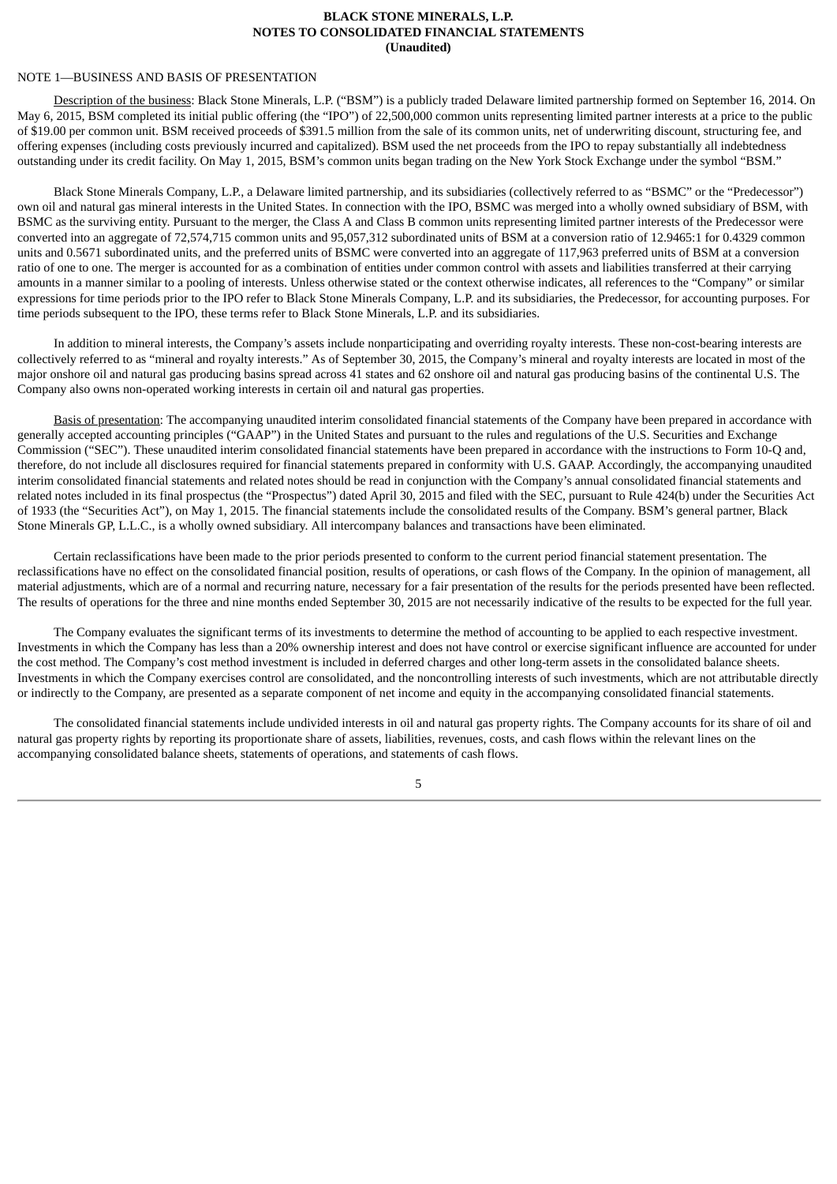**BLACK STONE MINERALS, L.P.**
**NOTES TO CONSOLIDATED FINANCIAL STATEMENTS**
**(Unaudited)**

NOTE 1—BUSINESS AND BASIS OF PRESENTATION

Description of the business: Black Stone Minerals, L.P. ("BSM") is a publicly traded Delaware limited partnership formed on September 16, 2014. On May 6, 2015, BSM completed its initial public offering (the "IPO") of 22,500,000 common units representing limited partner interests at a price to the public of $19.00 per common unit. BSM received proceeds of $391.5 million from the sale of its common units, net of underwriting discount, structuring fee, and offering expenses (including costs previously incurred and capitalized). BSM used the net proceeds from the IPO to repay substantially all indebtedness outstanding under its credit facility. On May 1, 2015, BSM's common units began trading on the New York Stock Exchange under the symbol "BSM."

Black Stone Minerals Company, L.P., a Delaware limited partnership, and its subsidiaries (collectively referred to as "BSMC" or the "Predecessor") own oil and natural gas mineral interests in the United States. In connection with the IPO, BSMC was merged into a wholly owned subsidiary of BSM, with BSMC as the surviving entity. Pursuant to the merger, the Class A and Class B common units representing limited partner interests of the Predecessor were converted into an aggregate of 72,574,715 common units and 95,057,312 subordinated units of BSM at a conversion ratio of 12.9465:1 for 0.4329 common units and 0.5671 subordinated units, and the preferred units of BSMC were converted into an aggregate of 117,963 preferred units of BSM at a conversion ratio of one to one. The merger is accounted for as a combination of entities under common control with assets and liabilities transferred at their carrying amounts in a manner similar to a pooling of interests. Unless otherwise stated or the context otherwise indicates, all references to the "Company" or similar expressions for time periods prior to the IPO refer to Black Stone Minerals Company, L.P. and its subsidiaries, the Predecessor, for accounting purposes. For time periods subsequent to the IPO, these terms refer to Black Stone Minerals, L.P. and its subsidiaries.

In addition to mineral interests, the Company's assets include nonparticipating and overriding royalty interests. These non-cost-bearing interests are collectively referred to as "mineral and royalty interests." As of September 30, 2015, the Company's mineral and royalty interests are located in most of the major onshore oil and natural gas producing basins spread across 41 states and 62 onshore oil and natural gas producing basins of the continental U.S. The Company also owns non-operated working interests in certain oil and natural gas properties.

Basis of presentation: The accompanying unaudited interim consolidated financial statements of the Company have been prepared in accordance with generally accepted accounting principles ("GAAP") in the United States and pursuant to the rules and regulations of the U.S. Securities and Exchange Commission ("SEC"). These unaudited interim consolidated financial statements have been prepared in accordance with the instructions to Form 10-Q and, therefore, do not include all disclosures required for financial statements prepared in conformity with U.S. GAAP. Accordingly, the accompanying unaudited interim consolidated financial statements and related notes should be read in conjunction with the Company's annual consolidated financial statements and related notes included in its final prospectus (the "Prospectus") dated April 30, 2015 and filed with the SEC, pursuant to Rule 424(b) under the Securities Act of 1933 (the "Securities Act"), on May 1, 2015. The financial statements include the consolidated results of the Company. BSM's general partner, Black Stone Minerals GP, L.L.C., is a wholly owned subsidiary. All intercompany balances and transactions have been eliminated.

Certain reclassifications have been made to the prior periods presented to conform to the current period financial statement presentation. The reclassifications have no effect on the consolidated financial position, results of operations, or cash flows of the Company. In the opinion of management, all material adjustments, which are of a normal and recurring nature, necessary for a fair presentation of the results for the periods presented have been reflected. The results of operations for the three and nine months ended September 30, 2015 are not necessarily indicative of the results to be expected for the full year.

The Company evaluates the significant terms of its investments to determine the method of accounting to be applied to each respective investment. Investments in which the Company has less than a 20% ownership interest and does not have control or exercise significant influence are accounted for under the cost method. The Company's cost method investment is included in deferred charges and other long-term assets in the consolidated balance sheets. Investments in which the Company exercises control are consolidated, and the noncontrolling interests of such investments, which are not attributable directly or indirectly to the Company, are presented as a separate component of net income and equity in the accompanying consolidated financial statements.

The consolidated financial statements include undivided interests in oil and natural gas property rights. The Company accounts for its share of oil and natural gas property rights by reporting its proportionate share of assets, liabilities, revenues, costs, and cash flows within the relevant lines on the accompanying consolidated balance sheets, statements of operations, and statements of cash flows.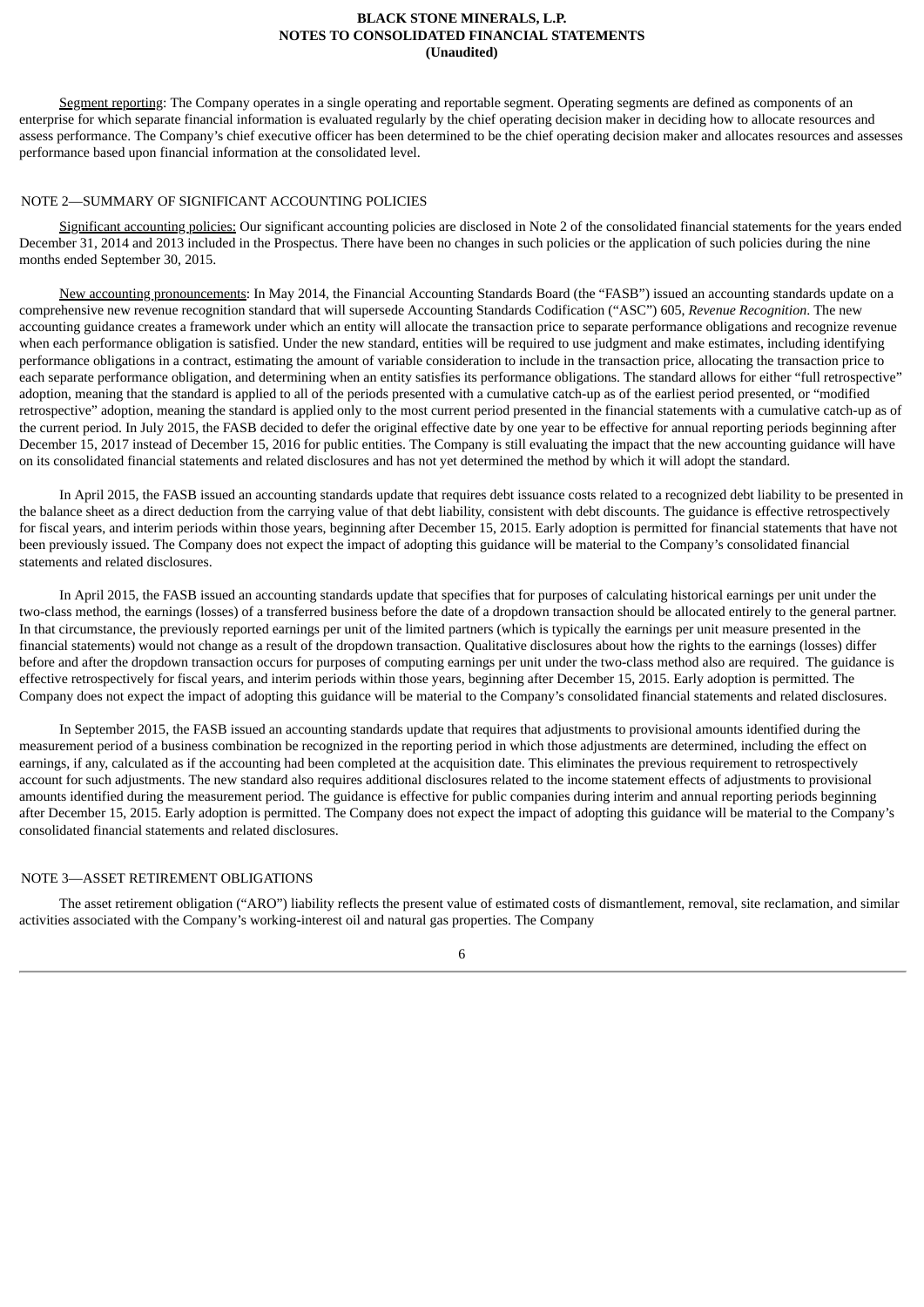Segment reporting: The Company operates in a single operating and reportable segment. Operating segments are defined as components of an enterprise for which separate financial information is evaluated regularly by the chief operating decision maker in deciding how to allocate resources and assess performance. The Company's chief executive officer has been determined to be the chief operating decision maker and allocates resources and assesses performance based upon financial information at the consolidated level.

## NOTE 2—SUMMARY OF SIGNIFICANT ACCOUNTING POLICIES

Significant accounting policies: Our significant accounting policies are disclosed in Note 2 of the consolidated financial statements for the years ended December 31, 2014 and 2013 included in the Prospectus. There have been no changes in such policies or the application of such policies during the nine months ended September 30, 2015.

New accounting pronouncements: In May 2014, the Financial Accounting Standards Board (the "FASB") issued an accounting standards update on a comprehensive new revenue recognition standard that will supersede Accounting Standards Codification ("ASC") 605, *Revenue Recognition*. The new accounting guidance creates a framework under which an entity will allocate the transaction price to separate performance obligations and recognize revenue when each performance obligation is satisfied. Under the new standard, entities will be required to use judgment and make estimates, including identifying performance obligations in a contract, estimating the amount of variable consideration to include in the transaction price, allocating the transaction price to each separate performance obligation, and determining when an entity satisfies its performance obligations. The standard allows for either "full retrospective" adoption, meaning that the standard is applied to all of the periods presented with a cumulative catch-up as of the earliest period presented, or "modified retrospective" adoption, meaning the standard is applied only to the most current period presented in the financial statements with a cumulative catch-up as of the current period. In July 2015, the FASB decided to defer the original effective date by one year to be effective for annual reporting periods beginning after December 15, 2017 instead of December 15, 2016 for public entities. The Company is still evaluating the impact that the new accounting guidance will have on its consolidated financial statements and related disclosures and has not yet determined the method by which it will adopt the standard.

In April 2015, the FASB issued an accounting standards update that requires debt issuance costs related to a recognized debt liability to be presented in the balance sheet as a direct deduction from the carrying value of that debt liability, consistent with debt discounts. The guidance is effective retrospectively for fiscal years, and interim periods within those years, beginning after December 15, 2015. Early adoption is permitted for financial statements that have not been previously issued. The Company does not expect the impact of adopting this guidance will be material to the Company's consolidated financial statements and related disclosures.

In April 2015, the FASB issued an accounting standards update that specifies that for purposes of calculating historical earnings per unit under the two-class method, the earnings (losses) of a transferred business before the date of a dropdown transaction should be allocated entirely to the general partner. In that circumstance, the previously reported earnings per unit of the limited partners (which is typically the earnings per unit measure presented in the financial statements) would not change as a result of the dropdown transaction. Qualitative disclosures about how the rights to the earnings (losses) differ before and after the dropdown transaction occurs for purposes of computing earnings per unit under the two-class method also are required. The guidance is effective retrospectively for fiscal years, and interim periods within those years, beginning after December 15, 2015. Early adoption is permitted. The Company does not expect the impact of adopting this guidance will be material to the Company's consolidated financial statements and related disclosures.

In September 2015, the FASB issued an accounting standards update that requires that adjustments to provisional amounts identified during the measurement period of a business combination be recognized in the reporting period in which those adjustments are determined, including the effect on earnings, if any, calculated as if the accounting had been completed at the acquisition date. This eliminates the previous requirement to retrospectively account for such adjustments. The new standard also requires additional disclosures related to the income statement effects of adjustments to provisional amounts identified during the measurement period. The guidance is effective for public companies during interim and annual reporting periods beginning after December 15, 2015. Early adoption is permitted. The Company does not expect the impact of adopting this guidance will be material to the Company's consolidated financial statements and related disclosures.

## NOTE 3—ASSET RETIREMENT OBLIGATIONS

The asset retirement obligation ("ARO") liability reflects the present value of estimated costs of dismantlement, removal, site reclamation, and similar activities associated with the Company's working-interest oil and natural gas properties. The Company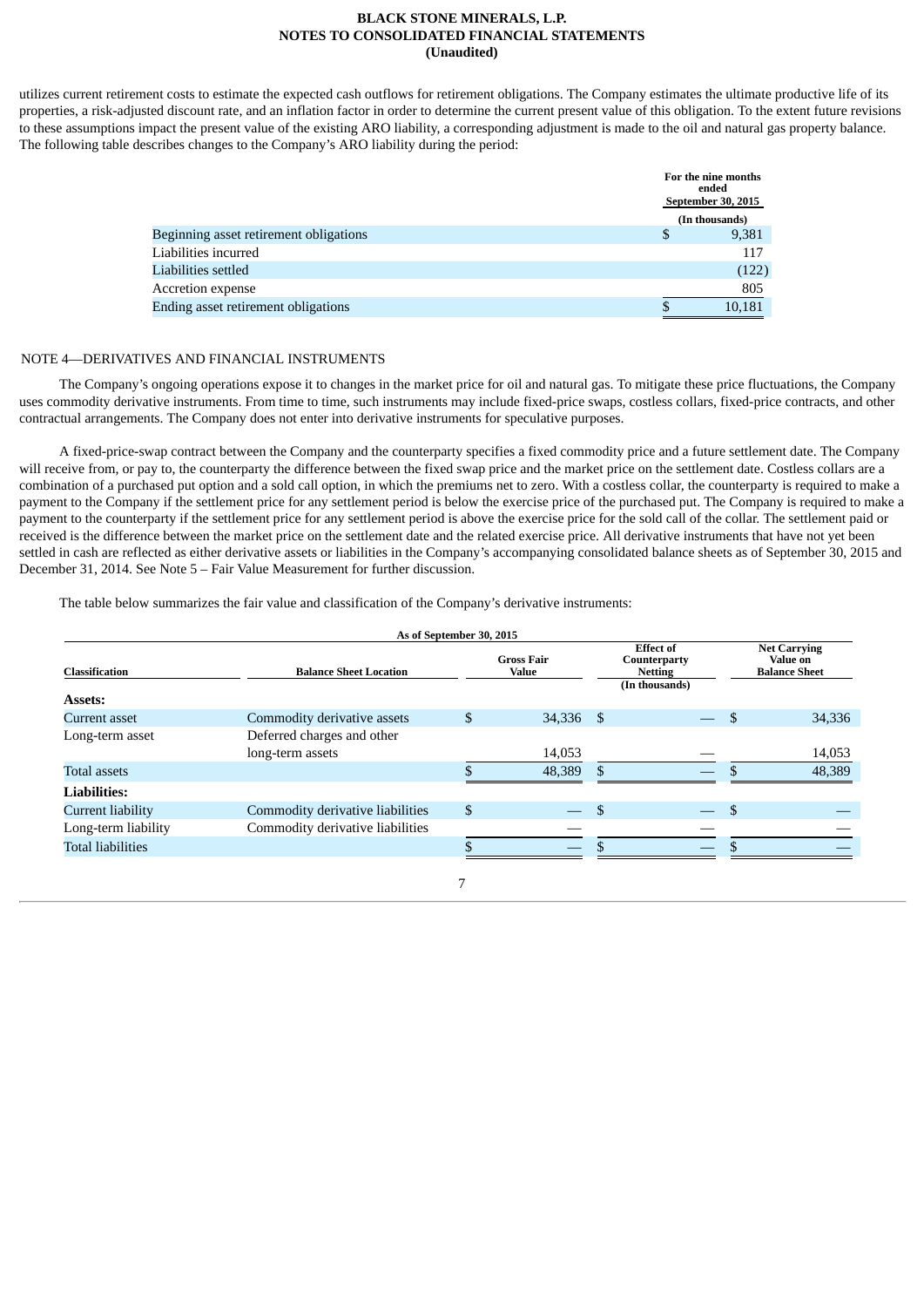utilizes current retirement costs to estimate the expected cash outflows for retirement obligations. The Company estimates the ultimate productive life of its properties, a risk-adjusted discount rate, and an inflation factor in order to determine the current present value of this obligation. To the extent future revisions to these assumptions impact the present value of the existing ARO liability, a corresponding adjustment is made to the oil and natural gas property balance. The following table describes changes to the Company's ARO liability during the period:

| | For the nine months ended September 30, 2015 |
|---|---|
| | (In thousands) |
| Beginning asset retirement obligations | $ 9,381 |
| Liabilities incurred | 117 |
| Liabilities settled | (122) |
| Accretion expense | 805 |
| Ending asset retirement obligations | $ 10,181 |

NOTE 4—DERIVATIVES AND FINANCIAL INSTRUMENTS

The Company's ongoing operations expose it to changes in the market price for oil and natural gas. To mitigate these price fluctuations, the Company uses commodity derivative instruments. From time to time, such instruments may include fixed-price swaps, costless collars, fixed-price contracts, and other contractual arrangements. The Company does not enter into derivative instruments for speculative purposes.

A fixed-price-swap contract between the Company and the counterparty specifies a fixed commodity price and a future settlement date. The Company will receive from, or pay to, the counterparty the difference between the fixed swap price and the market price on the settlement date. Costless collars are a combination of a purchased put option and a sold call option, in which the premiums net to zero. With a costless collar, the counterparty is required to make a payment to the Company if the settlement price for any settlement period is below the exercise price of the purchased put. The Company is required to make a payment to the counterparty if the settlement price for any settlement period is above the exercise price for the sold call of the collar. The settlement paid or received is the difference between the market price on the settlement date and the related exercise price. All derivative instruments that have not yet been settled in cash are reflected as either derivative assets or liabilities in the Company's accompanying consolidated balance sheets as of September 30, 2015 and December 31, 2014. See Note 5 – Fair Value Measurement for further discussion.

The table below summarizes the fair value and classification of the Company's derivative instruments:

| As of September 30, 2015 | | | | |
|---|---|---|---|---|
| Classification | Balance Sheet Location | Gross Fair Value | Effect of Counterparty Netting | Net Carrying Value on Balance Sheet |
| | | | (In thousands) | |
| **Assets:** | | | | |
| Current asset | Commodity derivative assets | $ 34,336 | $ — | $ 34,336 |
| Long-term asset | Deferred charges and other long-term assets | 14,053 | — | 14,053 |
| Total assets | | $ 48,389 | $ — | $ 48,389 |
| **Liabilities:** | | | | |
| Current liability | Commodity derivative liabilities | $ — | $ — | $ — |
| Long-term liability | Commodity derivative liabilities | — | — | — |
| Total liabilities | | $ — | $ — | $ — |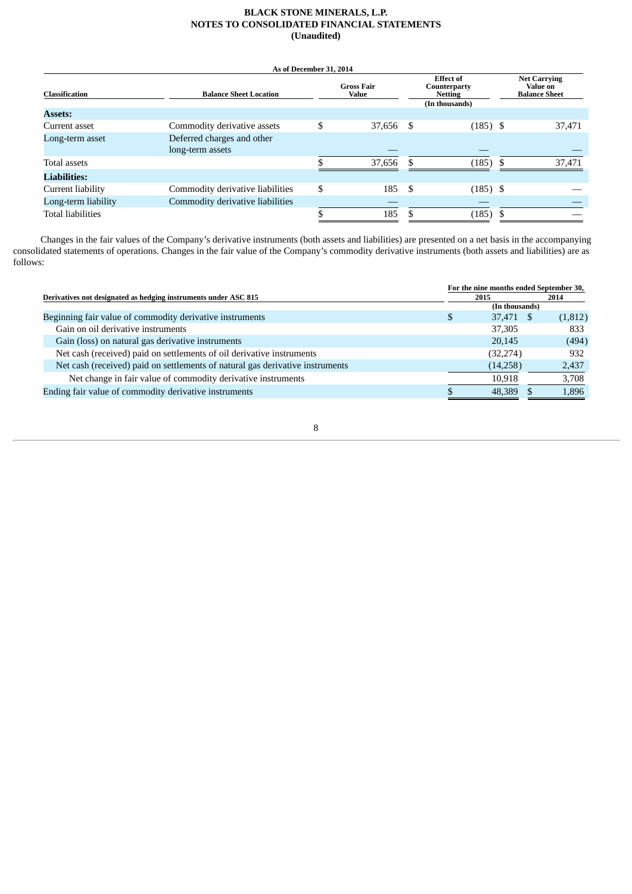| As of December 31, 2014 | | | | |
|---|---|---|---|---|
| **Classification** | **Balance Sheet Location** | **Gross Fair Value** | **Effect of Counterparty Netting** | **Net Carrying Value on Balance Sheet** |
| | | | (In thousands) | |
| **Assets:** | | | | |
| Current asset | Commodity derivative assets | $ 37,656 | $ (185) | $ 37,471 |
| Long-term asset | Deferred charges and other long-term assets | — | — | — |
| Total assets | | $ 37,656 | $ (185) | $ 37,471 |
| **Liabilities:** | | | | |
| Current liability | Commodity derivative liabilities | $ 185 | $ (185) | $ — |
| Long-term liability | Commodity derivative liabilities | — | — | — |
| Total liabilities | | $ 185 | $ (185) | $ — |

Changes in the fair values of the Company's derivative instruments (both assets and liabilities) are presented on a net basis in the accompanying consolidated statements of operations. Changes in the fair value of the Company's commodity derivative instruments (both assets and liabilities) are as follows:

| Derivatives not designated as hedging instruments under ASC 815 | For the nine months ended September 30, 2015 | 2014 |
|---|---|---|
| | (In thousands) | |
| Beginning fair value of commodity derivative instruments | $ 37,471 | $ (1,812) |
| Gain on oil derivative instruments | 37,305 | 833 |
| Gain (loss) on natural gas derivative instruments | 20,145 | (494) |
| Net cash (received) paid on settlements of oil derivative instruments | (32,274) | 932 |
| Net cash (received) paid on settlements of natural gas derivative instruments | (14,258) | 2,437 |
| Net change in fair value of commodity derivative instruments | 10,918 | 3,708 |
| Ending fair value of commodity derivative instruments | $ 48,389 | $ 1,896 |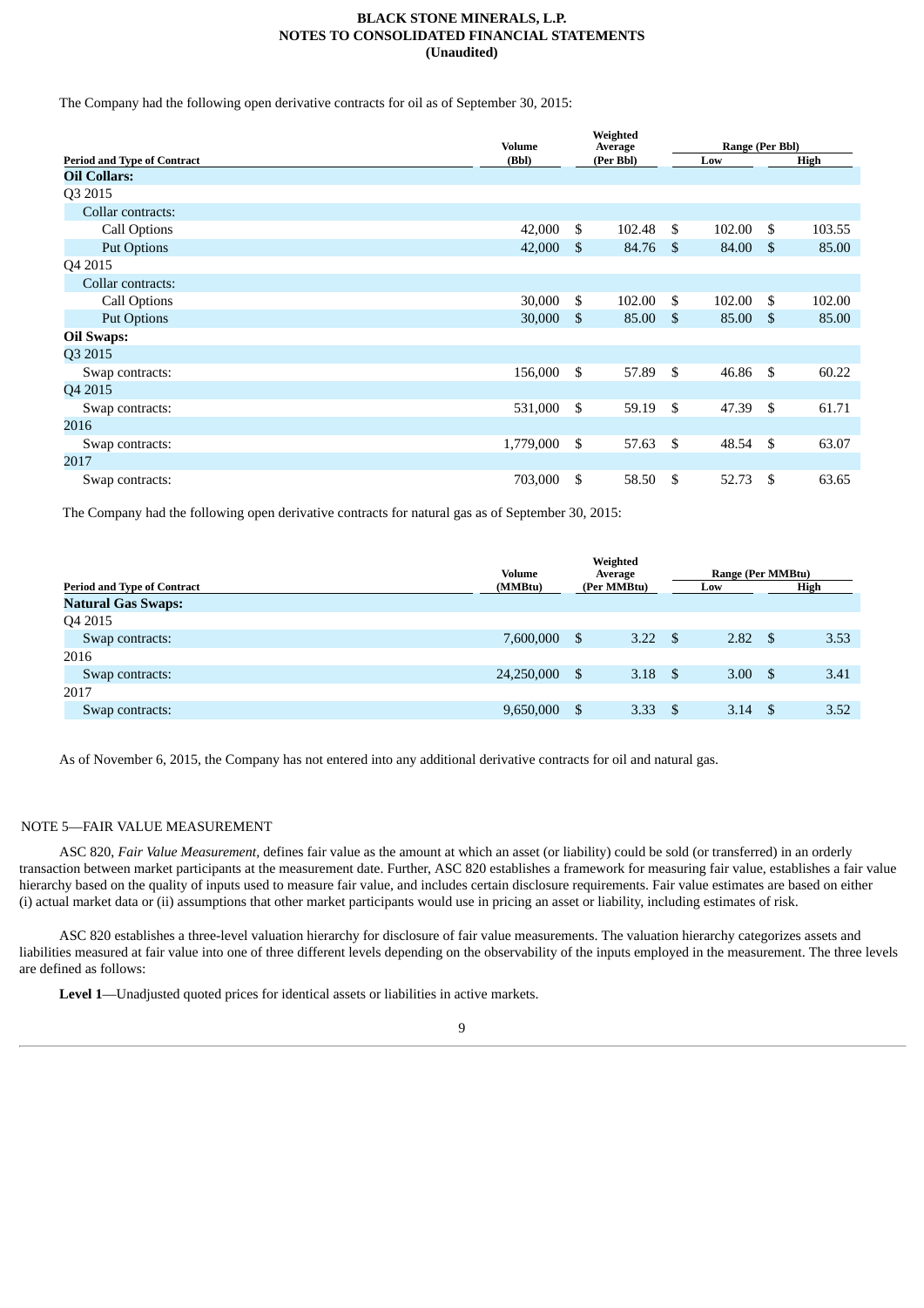The Company had the following open derivative contracts for oil as of September 30, 2015:

| Period and Type of Contract | Volume (Bbl) | Weighted Average (Per Bbl) | Range (Per Bbl) Low | Range (Per Bbl) High |
|---|---|---|---|---|
| **Oil Collars:** | | | | |
| Q3 2015 | | | | |
| Collar contracts: | | | | |
| Call Options | 42,000 | $ 102.48 | $ 102.00 | $ 103.55 |
| Put Options | 42,000 | $ 84.76 | $ 84.00 | $ 85.00 |
| Q4 2015 | | | | |
| Collar contracts: | | | | |
| Call Options | 30,000 | $ 102.00 | $ 102.00 | $ 102.00 |
| Put Options | 30,000 | $ 85.00 | $ 85.00 | $ 85.00 |
| **Oil Swaps:** | | | | |
| Q3 2015 | | | | |
| Swap contracts: | 156,000 | $ 57.89 | $ 46.86 | $ 60.22 |
| Q4 2015 | | | | |
| Swap contracts: | 531,000 | $ 59.19 | $ 47.39 | $ 61.71 |
| 2016 | | | | |
| Swap contracts: | 1,779,000 | $ 57.63 | $ 48.54 | $ 63.07 |
| 2017 | | | | |
| Swap contracts: | 703,000 | $ 58.50 | $ 52.73 | $ 63.65 |

The Company had the following open derivative contracts for natural gas as of September 30, 2015:

| Period and Type of Contract | Volume (MMBtu) | Weighted Average (Per MMBtu) | Range (Per MMBtu) Low | Range (Per MMBtu) High |
|---|---|---|---|---|
| **Natural Gas Swaps:** | | | | |
| Q4 2015 | | | | |
| Swap contracts: | 7,600,000 | $ 3.22 | $ 2.82 | $ 3.53 |
| 2016 | | | | |
| Swap contracts: | 24,250,000 | $ 3.18 | $ 3.00 | $ 3.41 |
| 2017 | | | | |
| Swap contracts: | 9,650,000 | $ 3.33 | $ 3.14 | $ 3.52 |

As of November 6, 2015, the Company has not entered into any additional derivative contracts for oil and natural gas.

## NOTE 5—FAIR VALUE MEASUREMENT

ASC 820, *Fair Value Measurement*, defines fair value as the amount at which an asset (or liability) could be sold (or transferred) in an orderly transaction between market participants at the measurement date. Further, ASC 820 establishes a framework for measuring fair value, establishes a fair value hierarchy based on the quality of inputs used to measure fair value, and includes certain disclosure requirements. Fair value estimates are based on either (i) actual market data or (ii) assumptions that other market participants would use in pricing an asset or liability, including estimates of risk.

ASC 820 establishes a three-level valuation hierarchy for disclosure of fair value measurements. The valuation hierarchy categorizes assets and liabilities measured at fair value into one of three different levels depending on the observability of the inputs employed in the measurement. The three levels are defined as follows:

**Level 1**—Unadjusted quoted prices for identical assets or liabilities in active markets.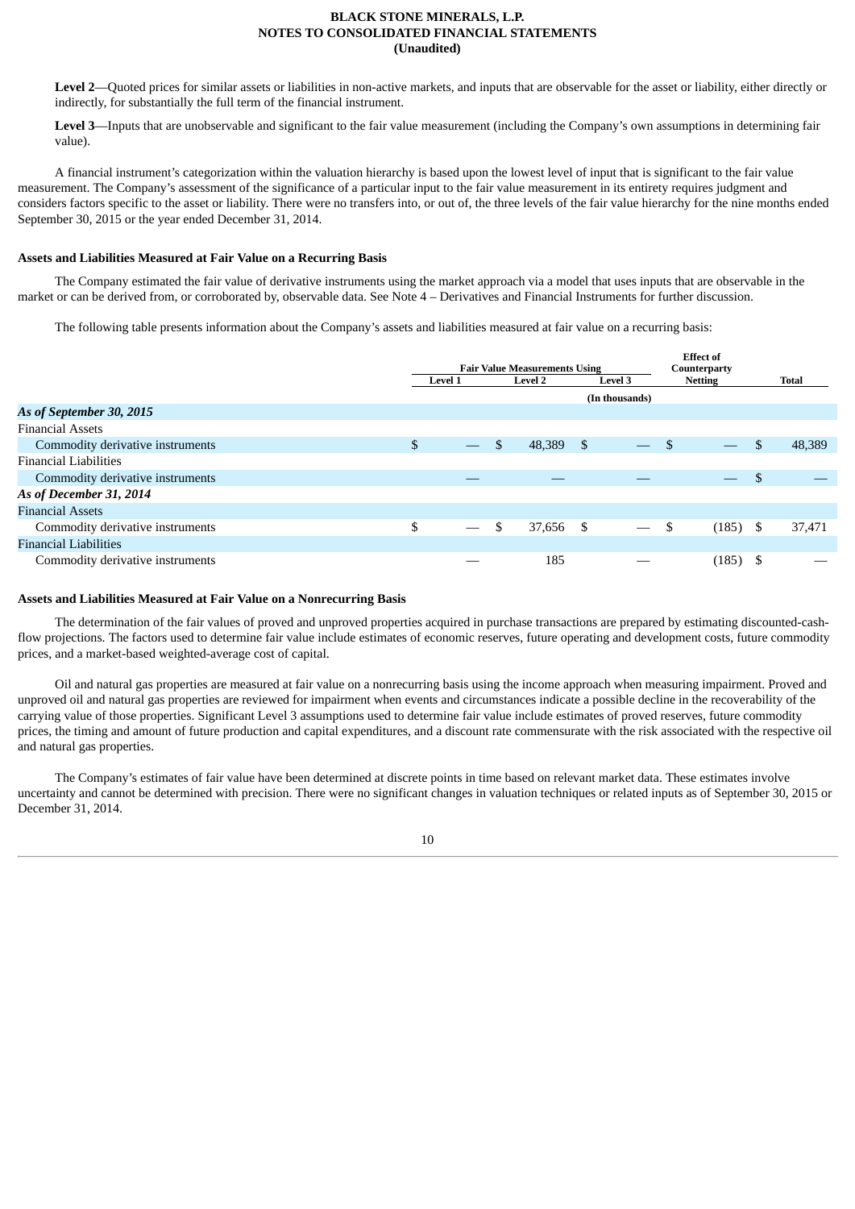**Level 2**—Quoted prices for similar assets or liabilities in non-active markets, and inputs that are observable for the asset or liability, either directly or indirectly, for substantially the full term of the financial instrument.

**Level 3**—Inputs that are unobservable and significant to the fair value measurement (including the Company's own assumptions in determining fair value).

A financial instrument's categorization within the valuation hierarchy is based upon the lowest level of input that is significant to the fair value measurement. The Company's assessment of the significance of a particular input to the fair value measurement in its entirety requires judgment and considers factors specific to the asset or liability. There were no transfers into, or out of, the three levels of the fair value hierarchy for the nine months ended September 30, 2015 or the year ended December 31, 2014.

**Assets and Liabilities Measured at Fair Value on a Recurring Basis**

The Company estimated the fair value of derivative instruments using the market approach via a model that uses inputs that are observable in the market or can be derived from, or corroborated by, observable data. See Note 4 – Derivatives and Financial Instruments for further discussion.

The following table presents information about the Company's assets and liabilities measured at fair value on a recurring basis:

| | Fair Value Measurements Using | | | Effect of Counterparty | |
|---|---|---|---|---|---|
| | Level 1 | Level 2 | Level 3 | Netting | Total |
| | | | (In thousands) | | |
| ***As of September 30, 2015*** | | | | | |
| Financial Assets | | | | | |
| Commodity derivative instruments | $ — | $ 48,389 | $ — | $ — | $ 48,389 |
| Financial Liabilities | | | | | |
| Commodity derivative instruments | — | — | — | — | $ — |
| ***As of December 31, 2014*** | | | | | |
| Financial Assets | | | | | |
| Commodity derivative instruments | $ — | $ 37,656 | $ — | $ (185) | $ 37,471 |
| Financial Liabilities | | | | | |
| Commodity derivative instruments | — | 185 | — | (185) | $ — |

**Assets and Liabilities Measured at Fair Value on a Nonrecurring Basis**

The determination of the fair values of proved and unproved properties acquired in purchase transactions are prepared by estimating discounted-cash-flow projections. The factors used to determine fair value include estimates of economic reserves, future operating and development costs, future commodity prices, and a market-based weighted-average cost of capital.

Oil and natural gas properties are measured at fair value on a nonrecurring basis using the income approach when measuring impairment. Proved and unproved oil and natural gas properties are reviewed for impairment when events and circumstances indicate a possible decline in the recoverability of the carrying value of those properties. Significant Level 3 assumptions used to determine fair value include estimates of proved reserves, future commodity prices, the timing and amount of future production and capital expenditures, and a discount rate commensurate with the risk associated with the respective oil and natural gas properties.

The Company's estimates of fair value have been determined at discrete points in time based on relevant market data. These estimates involve uncertainty and cannot be determined with precision. There were no significant changes in valuation techniques or related inputs as of September 30, 2015 or December 31, 2014.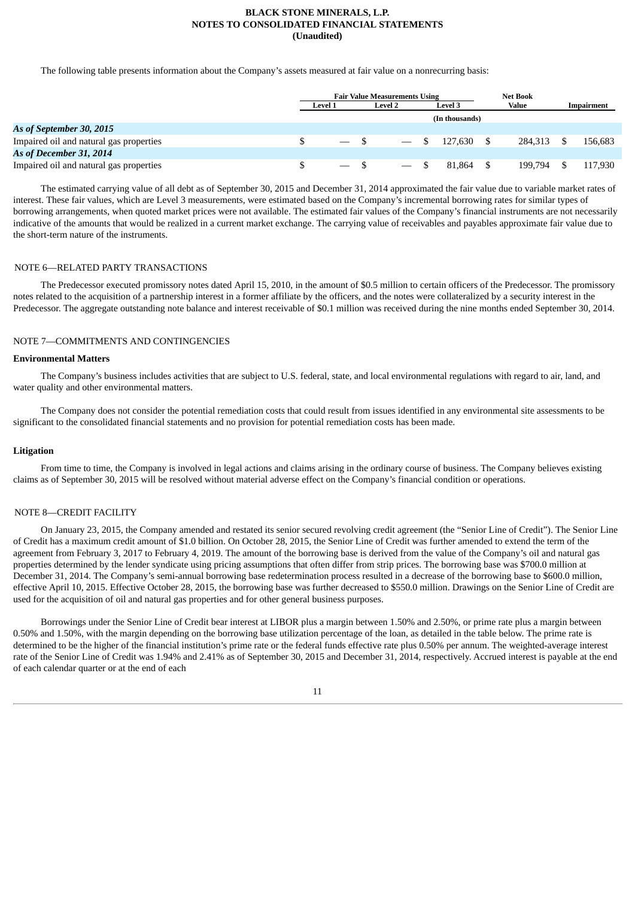The following table presents information about the Company's assets measured at fair value on a nonrecurring basis:

| | Fair Value Measurements Using | | | Net Book Value | Impairment |
|---|---|---|---|---|---|
| | Level 1 | Level 2 | Level 3 | | |
| | | | (In thousands) | | |
| ***As of September 30, 2015*** | | | | | |
| Impaired oil and natural gas properties | $ — | $ — | $ 127,630 | $ 284,313 | $ 156,683 |
| ***As of December 31, 2014*** | | | | | |
| Impaired oil and natural gas properties | $ — | $ — | $ 81,864 | $ 199,794 | $ 117,930 |

The estimated carrying value of all debt as of September 30, 2015 and December 31, 2014 approximated the fair value due to variable market rates of interest. These fair values, which are Level 3 measurements, were estimated based on the Company's incremental borrowing rates for similar types of borrowing arrangements, when quoted market prices were not available. The estimated fair values of the Company's financial instruments are not necessarily indicative of the amounts that would be realized in a current market exchange. The carrying value of receivables and payables approximate fair value due to the short-term nature of the instruments.

## NOTE 6—RELATED PARTY TRANSACTIONS

The Predecessor executed promissory notes dated April 15, 2010, in the amount of $0.5 million to certain officers of the Predecessor. The promissory notes related to the acquisition of a partnership interest in a former affiliate by the officers, and the notes were collateralized by a security interest in the Predecessor. The aggregate outstanding note balance and interest receivable of $0.1 million was received during the nine months ended September 30, 2014.

## NOTE 7—COMMITMENTS AND CONTINGENCIES

### Environmental Matters

The Company's business includes activities that are subject to U.S. federal, state, and local environmental regulations with regard to air, land, and water quality and other environmental matters.

The Company does not consider the potential remediation costs that could result from issues identified in any environmental site assessments to be significant to the consolidated financial statements and no provision for potential remediation costs has been made.

### Litigation

From time to time, the Company is involved in legal actions and claims arising in the ordinary course of business. The Company believes existing claims as of September 30, 2015 will be resolved without material adverse effect on the Company's financial condition or operations.

## NOTE 8—CREDIT FACILITY

On January 23, 2015, the Company amended and restated its senior secured revolving credit agreement (the "Senior Line of Credit"). The Senior Line of Credit has a maximum credit amount of $1.0 billion. On October 28, 2015, the Senior Line of Credit was further amended to extend the term of the agreement from February 3, 2017 to February 4, 2019. The amount of the borrowing base is derived from the value of the Company's oil and natural gas properties determined by the lender syndicate using pricing assumptions that often differ from strip prices. The borrowing base was $700.0 million at December 31, 2014. The Company's semi-annual borrowing base redetermination process resulted in a decrease of the borrowing base to $600.0 million, effective April 10, 2015. Effective October 28, 2015, the borrowing base was further decreased to $550.0 million. Drawings on the Senior Line of Credit are used for the acquisition of oil and natural gas properties and for other general business purposes.

Borrowings under the Senior Line of Credit bear interest at LIBOR plus a margin between 1.50% and 2.50%, or prime rate plus a margin between 0.50% and 1.50%, with the margin depending on the borrowing base utilization percentage of the loan, as detailed in the table below. The prime rate is determined to be the higher of the financial institution's prime rate or the federal funds effective rate plus 0.50% per annum. The weighted-average interest rate of the Senior Line of Credit was 1.94% and 2.41% as of September 30, 2015 and December 31, 2014, respectively. Accrued interest is payable at the end of each calendar quarter or at the end of each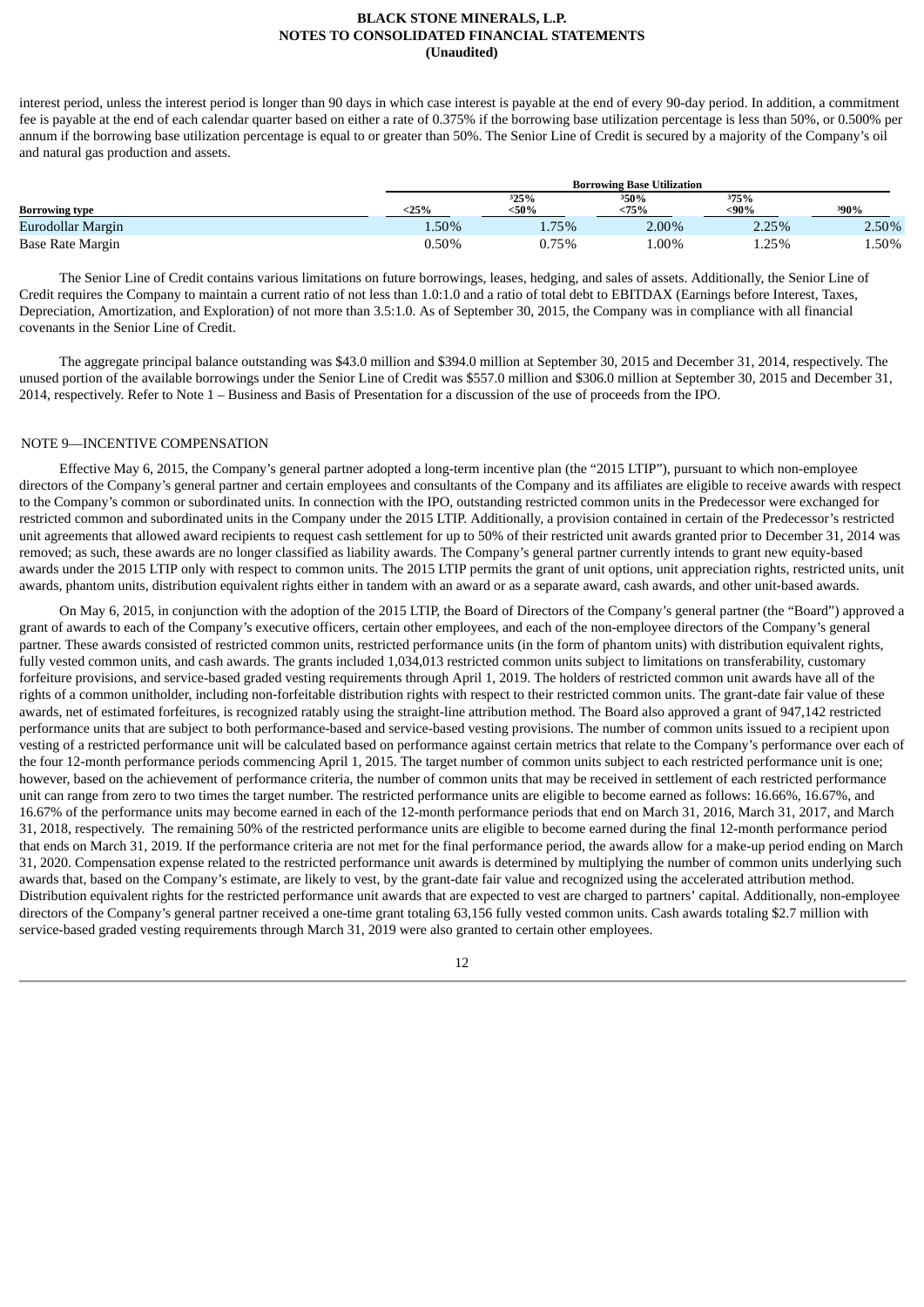interest period, unless the interest period is longer than 90 days in which case interest is payable at the end of every 90-day period. In addition, a commitment fee is payable at the end of each calendar quarter based on either a rate of 0.375% if the borrowing base utilization percentage is less than 50%, or 0.500% per annum if the borrowing base utilization percentage is equal to or greater than 50%. The Senior Line of Credit is secured by a majority of the Company's oil and natural gas production and assets.

| | Borrowing Base Utilization | | | | |
|---|---|---|---|---|---|
| Borrowing type | <25% | ³25% <50% | ³50% <75% | ³75% <90% | ³90% |
| Eurodollar Margin | 1.50% | 1.75% | 2.00% | 2.25% | 2.50% |
| Base Rate Margin | 0.50% | 0.75% | 1.00% | 1.25% | 1.50% |

The Senior Line of Credit contains various limitations on future borrowings, leases, hedging, and sales of assets. Additionally, the Senior Line of Credit requires the Company to maintain a current ratio of not less than 1.0:1.0 and a ratio of total debt to EBITDAX (Earnings before Interest, Taxes, Depreciation, Amortization, and Exploration) of not more than 3.5:1.0. As of September 30, 2015, the Company was in compliance with all financial covenants in the Senior Line of Credit.

The aggregate principal balance outstanding was $43.0 million and $394.0 million at September 30, 2015 and December 31, 2014, respectively. The unused portion of the available borrowings under the Senior Line of Credit was $557.0 million and $306.0 million at September 30, 2015 and December 31, 2014, respectively. Refer to Note 1 – Business and Basis of Presentation for a discussion of the use of proceeds from the IPO.

## NOTE 9—INCENTIVE COMPENSATION

Effective May 6, 2015, the Company's general partner adopted a long-term incentive plan (the "2015 LTIP"), pursuant to which non-employee directors of the Company's general partner and certain employees and consultants of the Company and its affiliates are eligible to receive awards with respect to the Company's common or subordinated units. In connection with the IPO, outstanding restricted common units in the Predecessor were exchanged for restricted common and subordinated units in the Company under the 2015 LTIP. Additionally, a provision contained in certain of the Predecessor's restricted unit agreements that allowed award recipients to request cash settlement for up to 50% of their restricted unit awards granted prior to December 31, 2014 was removed; as such, these awards are no longer classified as liability awards. The Company's general partner currently intends to grant new equity-based awards under the 2015 LTIP only with respect to common units. The 2015 LTIP permits the grant of unit options, unit appreciation rights, restricted units, unit awards, phantom units, distribution equivalent rights either in tandem with an award or as a separate award, cash awards, and other unit-based awards.

On May 6, 2015, in conjunction with the adoption of the 2015 LTIP, the Board of Directors of the Company's general partner (the "Board") approved a grant of awards to each of the Company's executive officers, certain other employees, and each of the non-employee directors of the Company's general partner. These awards consisted of restricted common units, restricted performance units (in the form of phantom units) with distribution equivalent rights, fully vested common units, and cash awards. The grants included 1,034,013 restricted common units subject to limitations on transferability, customary forfeiture provisions, and service-based graded vesting requirements through April 1, 2019. The holders of restricted common unit awards have all of the rights of a common unitholder, including non-forfeitable distribution rights with respect to their restricted common units. The grant-date fair value of these awards, net of estimated forfeitures, is recognized ratably using the straight-line attribution method. The Board also approved a grant of 947,142 restricted performance units that are subject to both performance-based and service-based vesting provisions. The number of common units issued to a recipient upon vesting of a restricted performance unit will be calculated based on performance against certain metrics that relate to the Company's performance over each of the four 12-month performance periods commencing April 1, 2015. The target number of common units subject to each restricted performance unit is one; however, based on the achievement of performance criteria, the number of common units that may be received in settlement of each restricted performance unit can range from zero to two times the target number. The restricted performance units are eligible to become earned as follows: 16.66%, 16.67%, and 16.67% of the performance units may become earned in each of the 12-month performance periods that end on March 31, 2016, March 31, 2017, and March 31, 2018, respectively. The remaining 50% of the restricted performance units are eligible to become earned during the final 12-month performance period that ends on March 31, 2019. If the performance criteria are not met for the final performance period, the awards allow for a make-up period ending on March 31, 2020. Compensation expense related to the restricted performance unit awards is determined by multiplying the number of common units underlying such awards that, based on the Company's estimate, are likely to vest, by the grant-date fair value and recognized using the accelerated attribution method. Distribution equivalent rights for the restricted performance unit awards that are expected to vest are charged to partners' capital. Additionally, non-employee directors of the Company's general partner received a one-time grant totaling 63,156 fully vested common units. Cash awards totaling $2.7 million with service-based graded vesting requirements through March 31, 2019 were also granted to certain other employees.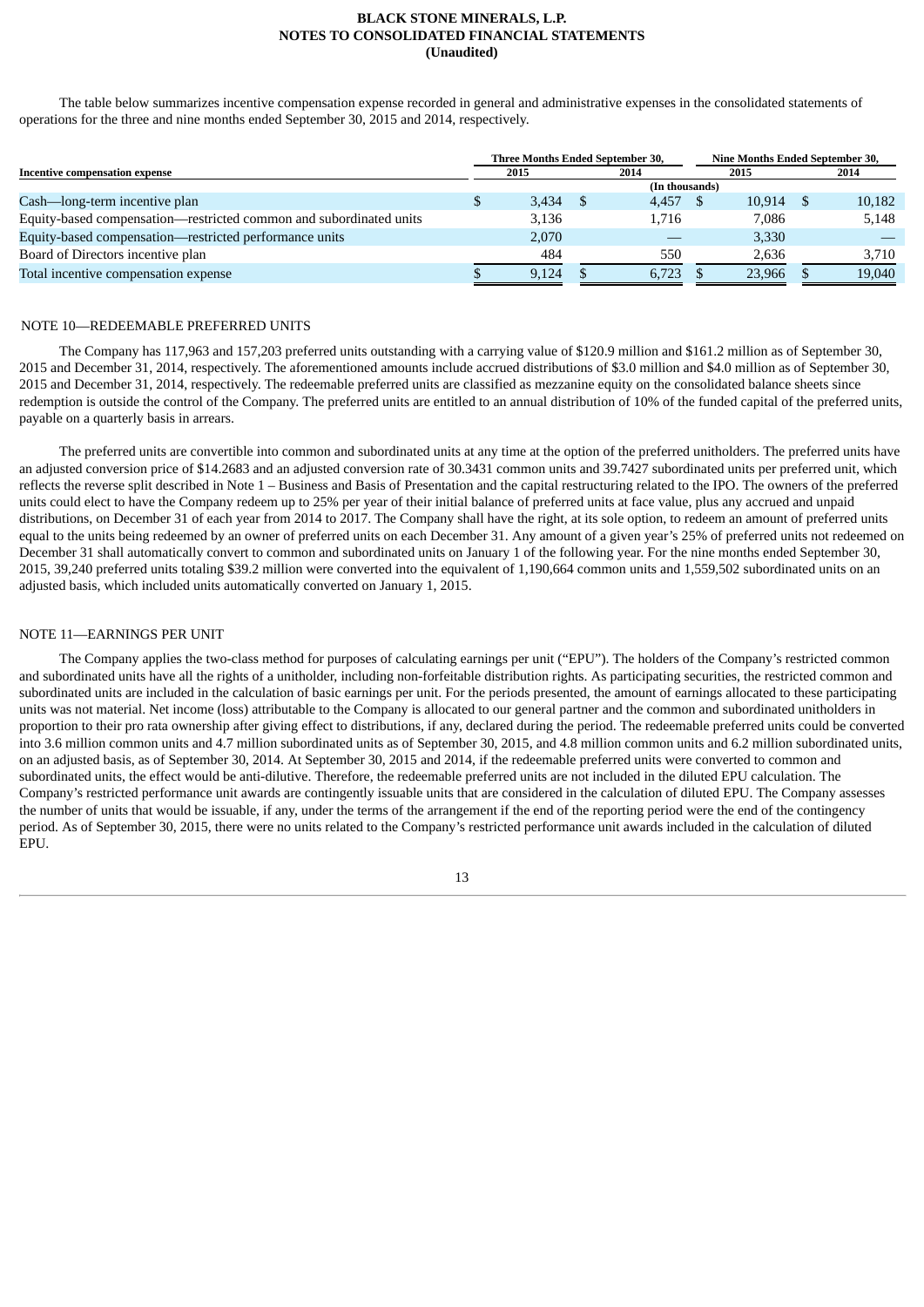The table below summarizes incentive compensation expense recorded in general and administrative expenses in the consolidated statements of operations for the three and nine months ended September 30, 2015 and 2014, respectively.

| Incentive compensation expense | Three Months Ended September 30, | | Nine Months Ended September 30, | |
|---|---|---|---|---|
| | 2015 | 2014 | 2015 | 2014 |
| | (In thousands) | | | |
| Cash—long-term incentive plan | $ 3,434 | $ 4,457 | $ 10,914 | $ 10,182 |
| Equity-based compensation—restricted common and subordinated units | 3,136 | 1,716 | 7,086 | 5,148 |
| Equity-based compensation—restricted performance units | 2,070 | — | 3,330 | — |
| Board of Directors incentive plan | 484 | 550 | 2,636 | 3,710 |
| Total incentive compensation expense | $ 9,124 | $ 6,723 | $ 23,966 | $ 19,040 |

## NOTE 10—REDEEMABLE PREFERRED UNITS

The Company has 117,963 and 157,203 preferred units outstanding with a carrying value of $120.9 million and $161.2 million as of September 30, 2015 and December 31, 2014, respectively. The aforementioned amounts include accrued distributions of $3.0 million and $4.0 million as of September 30, 2015 and December 31, 2014, respectively. The redeemable preferred units are classified as mezzanine equity on the consolidated balance sheets since redemption is outside the control of the Company. The preferred units are entitled to an annual distribution of 10% of the funded capital of the preferred units, payable on a quarterly basis in arrears.

The preferred units are convertible into common and subordinated units at any time at the option of the preferred unitholders. The preferred units have an adjusted conversion price of $14.2683 and an adjusted conversion rate of 30.3431 common units and 39.7427 subordinated units per preferred unit, which reflects the reverse split described in Note 1 – Business and Basis of Presentation and the capital restructuring related to the IPO. The owners of the preferred units could elect to have the Company redeem up to 25% per year of their initial balance of preferred units at face value, plus any accrued and unpaid distributions, on December 31 of each year from 2014 to 2017. The Company shall have the right, at its sole option, to redeem an amount of preferred units equal to the units being redeemed by an owner of preferred units on each December 31. Any amount of a given year's 25% of preferred units not redeemed on December 31 shall automatically convert to common and subordinated units on January 1 of the following year. For the nine months ended September 30, 2015, 39,240 preferred units totaling $39.2 million were converted into the equivalent of 1,190,664 common units and 1,559,502 subordinated units on an adjusted basis, which included units automatically converted on January 1, 2015.

## NOTE 11—EARNINGS PER UNIT

The Company applies the two-class method for purposes of calculating earnings per unit ("EPU"). The holders of the Company's restricted common and subordinated units have all the rights of a unitholder, including non-forfeitable distribution rights. As participating securities, the restricted common and subordinated units are included in the calculation of basic earnings per unit. For the periods presented, the amount of earnings allocated to these participating units was not material. Net income (loss) attributable to the Company is allocated to our general partner and the common and subordinated unitholders in proportion to their pro rata ownership after giving effect to distributions, if any, declared during the period. The redeemable preferred units could be converted into 3.6 million common units and 4.7 million subordinated units as of September 30, 2015, and 4.8 million common units and 6.2 million subordinated units, on an adjusted basis, as of September 30, 2014. At September 30, 2015 and 2014, if the redeemable preferred units were converted to common and subordinated units, the effect would be anti-dilutive. Therefore, the redeemable preferred units are not included in the diluted EPU calculation. The Company's restricted performance unit awards are contingently issuable units that are considered in the calculation of diluted EPU. The Company assesses the number of units that would be issuable, if any, under the terms of the arrangement if the end of the reporting period were the end of the contingency period. As of September 30, 2015, there were no units related to the Company's restricted performance unit awards included in the calculation of diluted EPU.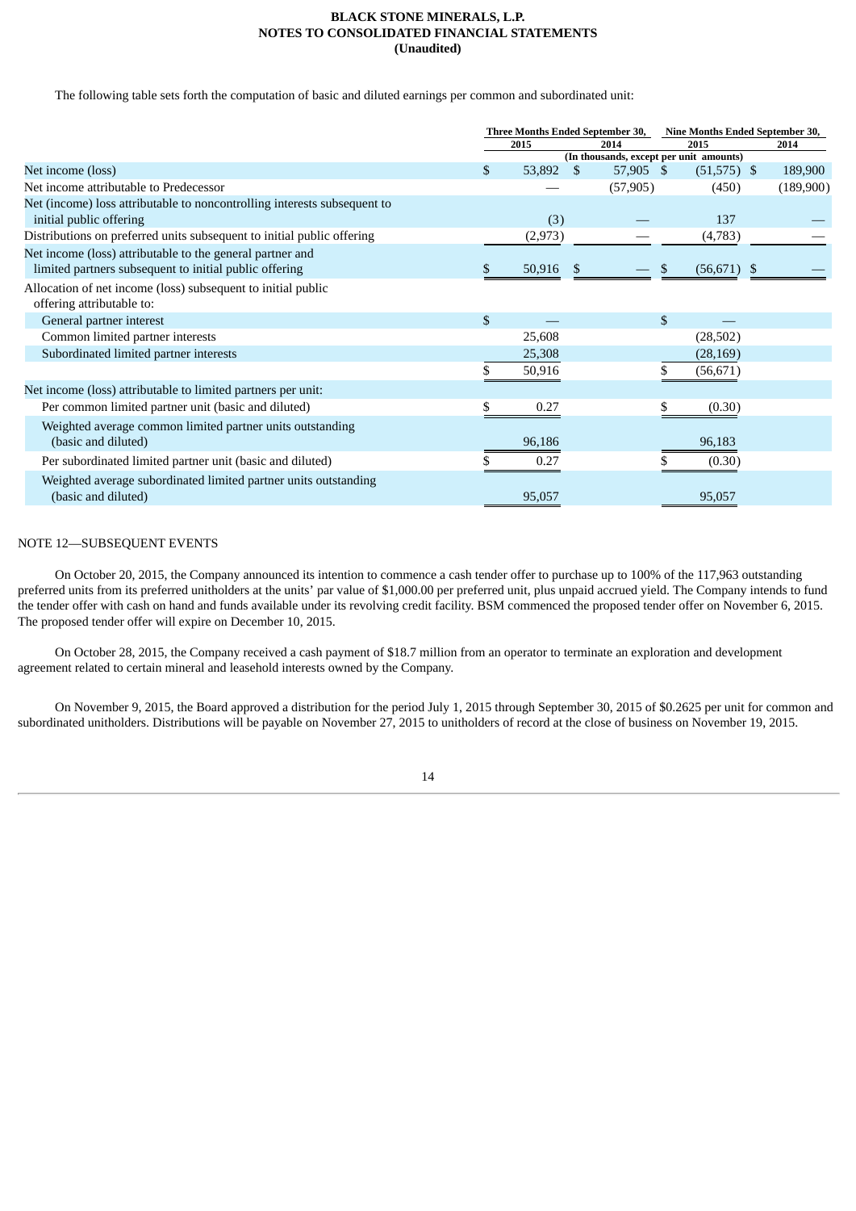The following table sets forth the computation of basic and diluted earnings per common and subordinated unit:

| | Three Months Ended September 30, | | Nine Months Ended September 30, | |
|---|---|---|---|---|
| | 2015 | 2014 | 2015 | 2014 |
| | (In thousands, except per unit amounts) | | | |
| Net income (loss) | $ 53,892 | $ 57,905 | $ (51,575) | $ 189,900 |
| Net income attributable to Predecessor | — | (57,905) | (450) | (189,900) |
| Net (income) loss attributable to noncontrolling interests subsequent to initial public offering | (3) | — | 137 | — |
| Distributions on preferred units subsequent to initial public offering | (2,973) | — | (4,783) | — |
| Net income (loss) attributable to the general partner and limited partners subsequent to initial public offering | $ 50,916 | $ — | $ (56,671) | $ — |
| Allocation of net income (loss) subsequent to initial public offering attributable to: | | | | |
| General partner interest | $ — | | $ — | |
| Common limited partner interests | 25,608 | | (28,502) | |
| Subordinated limited partner interests | 25,308 | | (28,169) | |
| | $ 50,916 | | $ (56,671) | |
| Net income (loss) attributable to limited partners per unit: | | | | |
| Per common limited partner unit (basic and diluted) | $ 0.27 | | $ (0.30) | |
| Weighted average common limited partner units outstanding (basic and diluted) | 96,186 | | 96,183 | |
| Per subordinated limited partner unit (basic and diluted) | $ 0.27 | | $ (0.30) | |
| Weighted average subordinated limited partner units outstanding (basic and diluted) | 95,057 | | 95,057 | |

NOTE 12—SUBSEQUENT EVENTS

On October 20, 2015, the Company announced its intention to commence a cash tender offer to purchase up to 100% of the 117,963 outstanding preferred units from its preferred unitholders at the units' par value of $1,000.00 per preferred unit, plus unpaid accrued yield. The Company intends to fund the tender offer with cash on hand and funds available under its revolving credit facility. BSM commenced the proposed tender offer on November 6, 2015. The proposed tender offer will expire on December 10, 2015.

On October 28, 2015, the Company received a cash payment of $18.7 million from an operator to terminate an exploration and development agreement related to certain mineral and leasehold interests owned by the Company.

On November 9, 2015, the Board approved a distribution for the period July 1, 2015 through September 30, 2015 of $0.2625 per unit for common and subordinated unitholders. Distributions will be payable on November 27, 2015 to unitholders of record at the close of business on November 19, 2015.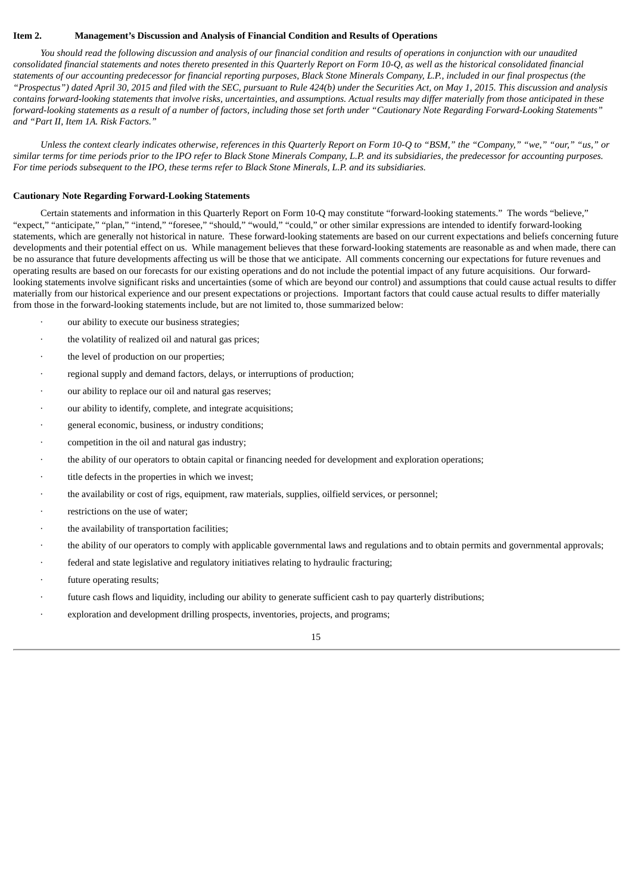**Item 2. Management's Discussion and Analysis of Financial Condition and Results of Operations**

*You should read the following discussion and analysis of our financial condition and results of operations in conjunction with our unaudited consolidated financial statements and notes thereto presented in this Quarterly Report on Form 10-Q, as well as the historical consolidated financial statements of our accounting predecessor for financial reporting purposes, Black Stone Minerals Company, L.P., included in our final prospectus (the "Prospectus") dated April 30, 2015 and filed with the SEC, pursuant to Rule 424(b) under the Securities Act, on May 1, 2015. This discussion and analysis contains forward-looking statements that involve risks, uncertainties, and assumptions. Actual results may differ materially from those anticipated in these forward-looking statements as a result of a number of factors, including those set forth under "Cautionary Note Regarding Forward-Looking Statements" and "Part II, Item 1A. Risk Factors."*

*Unless the context clearly indicates otherwise, references in this Quarterly Report on Form 10-Q to "BSM," the "Company," "we," "our," "us," or similar terms for time periods prior to the IPO refer to Black Stone Minerals Company, L.P. and its subsidiaries, the predecessor for accounting purposes. For time periods subsequent to the IPO, these terms refer to Black Stone Minerals, L.P. and its subsidiaries.*

**Cautionary Note Regarding Forward-Looking Statements**

Certain statements and information in this Quarterly Report on Form 10-Q may constitute "forward-looking statements." The words "believe," "expect," "anticipate," "plan," "intend," "foresee," "should," "would," "could," or other similar expressions are intended to identify forward-looking statements, which are generally not historical in nature. These forward-looking statements are based on our current expectations and beliefs concerning future developments and their potential effect on us. While management believes that these forward-looking statements are reasonable as and when made, there can be no assurance that future developments affecting us will be those that we anticipate. All comments concerning our expectations for future revenues and operating results are based on our forecasts for our existing operations and do not include the potential impact of any future acquisitions. Our forward-looking statements involve significant risks and uncertainties (some of which are beyond our control) and assumptions that could cause actual results to differ materially from our historical experience and our present expectations or projections. Important factors that could cause actual results to differ materially from those in the forward-looking statements include, but are not limited to, those summarized below:

- our ability to execute our business strategies;
- the volatility of realized oil and natural gas prices;
- the level of production on our properties;
- regional supply and demand factors, delays, or interruptions of production;
- our ability to replace our oil and natural gas reserves;
- our ability to identify, complete, and integrate acquisitions;
- general economic, business, or industry conditions;
- competition in the oil and natural gas industry;
- the ability of our operators to obtain capital or financing needed for development and exploration operations;
- title defects in the properties in which we invest;
- the availability or cost of rigs, equipment, raw materials, supplies, oilfield services, or personnel;
- restrictions on the use of water;
- the availability of transportation facilities;
- the ability of our operators to comply with applicable governmental laws and regulations and to obtain permits and governmental approvals;
- federal and state legislative and regulatory initiatives relating to hydraulic fracturing;
- future operating results;
- future cash flows and liquidity, including our ability to generate sufficient cash to pay quarterly distributions;
- exploration and development drilling prospects, inventories, projects, and programs;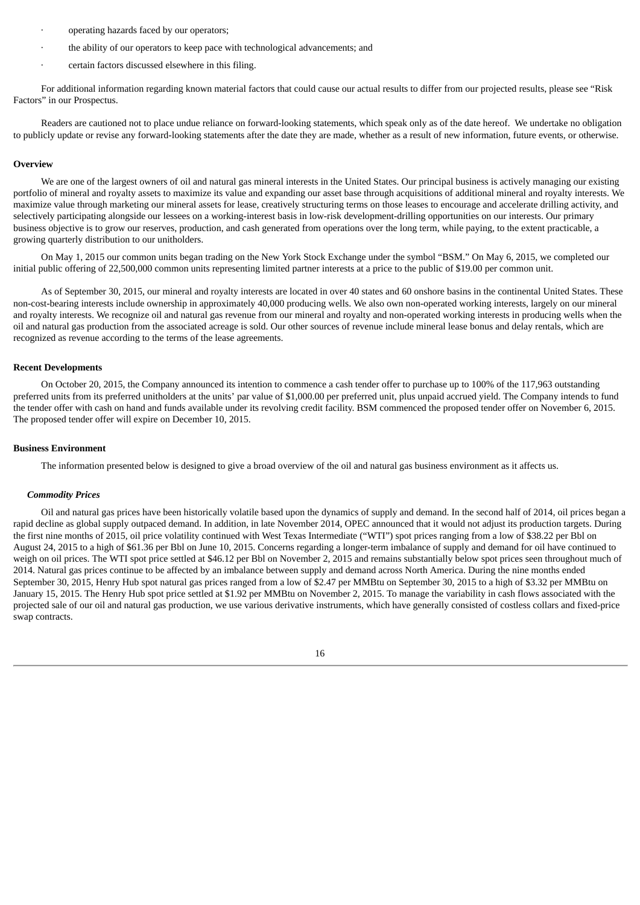- operating hazards faced by our operators;
- the ability of our operators to keep pace with technological advancements; and
- certain factors discussed elsewhere in this filing.

For additional information regarding known material factors that could cause our actual results to differ from our projected results, please see "Risk Factors" in our Prospectus.

Readers are cautioned not to place undue reliance on forward-looking statements, which speak only as of the date hereof. We undertake no obligation to publicly update or revise any forward-looking statements after the date they are made, whether as a result of new information, future events, or otherwise.

**Overview**

We are one of the largest owners of oil and natural gas mineral interests in the United States. Our principal business is actively managing our existing portfolio of mineral and royalty assets to maximize its value and expanding our asset base through acquisitions of additional mineral and royalty interests. We maximize value through marketing our mineral assets for lease, creatively structuring terms on those leases to encourage and accelerate drilling activity, and selectively participating alongside our lessees on a working-interest basis in low-risk development-drilling opportunities on our interests. Our primary business objective is to grow our reserves, production, and cash generated from operations over the long term, while paying, to the extent practicable, a growing quarterly distribution to our unitholders.

On May 1, 2015 our common units began trading on the New York Stock Exchange under the symbol "BSM." On May 6, 2015, we completed our initial public offering of 22,500,000 common units representing limited partner interests at a price to the public of $19.00 per common unit.

As of September 30, 2015, our mineral and royalty interests are located in over 40 states and 60 onshore basins in the continental United States. These non-cost-bearing interests include ownership in approximately 40,000 producing wells. We also own non-operated working interests, largely on our mineral and royalty interests. We recognize oil and natural gas revenue from our mineral and royalty and non-operated working interests in producing wells when the oil and natural gas production from the associated acreage is sold. Our other sources of revenue include mineral lease bonus and delay rentals, which are recognized as revenue according to the terms of the lease agreements.

**Recent Developments**

On October 20, 2015, the Company announced its intention to commence a cash tender offer to purchase up to 100% of the 117,963 outstanding preferred units from its preferred unitholders at the units' par value of $1,000.00 per preferred unit, plus unpaid accrued yield. The Company intends to fund the tender offer with cash on hand and funds available under its revolving credit facility. BSM commenced the proposed tender offer on November 6, 2015. The proposed tender offer will expire on December 10, 2015.

**Business Environment**

The information presented below is designed to give a broad overview of the oil and natural gas business environment as it affects us.

***Commodity Prices***

Oil and natural gas prices have been historically volatile based upon the dynamics of supply and demand. In the second half of 2014, oil prices began a rapid decline as global supply outpaced demand. In addition, in late November 2014, OPEC announced that it would not adjust its production targets. During the first nine months of 2015, oil price volatility continued with West Texas Intermediate ("WTI") spot prices ranging from a low of $38.22 per Bbl on August 24, 2015 to a high of $61.36 per Bbl on June 10, 2015. Concerns regarding a longer-term imbalance of supply and demand for oil have continued to weigh on oil prices. The WTI spot price settled at $46.12 per Bbl on November 2, 2015 and remains substantially below spot prices seen throughout much of 2014. Natural gas prices continue to be affected by an imbalance between supply and demand across North America. During the nine months ended September 30, 2015, Henry Hub spot natural gas prices ranged from a low of $2.47 per MMBtu on September 30, 2015 to a high of $3.32 per MMBtu on January 15, 2015. The Henry Hub spot price settled at $1.92 per MMBtu on November 2, 2015. To manage the variability in cash flows associated with the projected sale of our oil and natural gas production, we use various derivative instruments, which have generally consisted of costless collars and fixed-price swap contracts.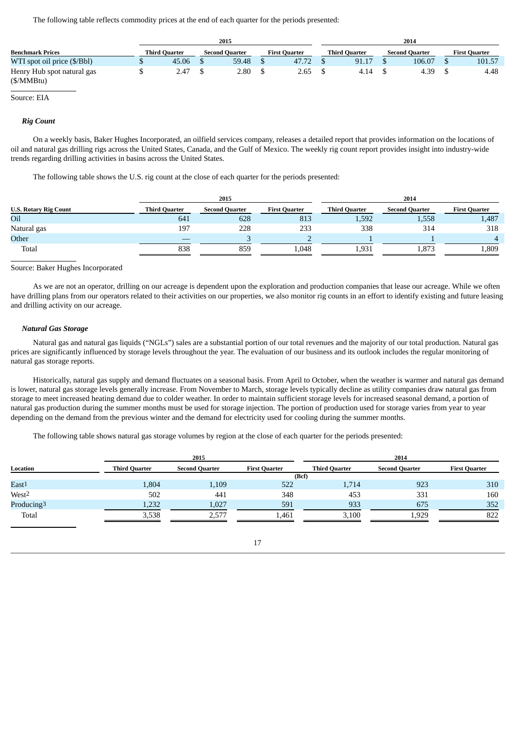The following table reflects commodity prices at the end of each quarter for the periods presented:

| | 2015 | | | 2014 | | |
|---|---|---|---|---|---|---|
| **Benchmark Prices** | **Third Quarter** | **Second Quarter** | **First Quarter** | **Third Quarter** | **Second Quarter** | **First Quarter** |
| WTI spot oil price ($/Bbl) | $ 45.06 | $ 59.48 | $ 47.72 | $ 91.17 | $ 106.07 | $ 101.57 |
| Henry Hub spot natural gas ($/MMBtu) | $ 2.47 | $ 2.80 | $ 2.65 | $ 4.14 | $ 4.39 | $ 4.48 |

Source: EIA

### *Rig Count*

On a weekly basis, Baker Hughes Incorporated, an oilfield services company, releases a detailed report that provides information on the locations of oil and natural gas drilling rigs across the United States, Canada, and the Gulf of Mexico. The weekly rig count report provides insight into industry-wide trends regarding drilling activities in basins across the United States.

The following table shows the U.S. rig count at the close of each quarter for the periods presented:

| | 2015 | | | 2014 | | |
|---|---|---|---|---|---|---|
| **U.S. Rotary Rig Count** | **Third Quarter** | **Second Quarter** | **First Quarter** | **Third Quarter** | **Second Quarter** | **First Quarter** |
| Oil | 641 | 628 | 813 | 1,592 | 1,558 | 1,487 |
| Natural gas | 197 | 228 | 233 | 338 | 314 | 318 |
| Other | — | 3 | 2 | 1 | 1 | 4 |
| Total | 838 | 859 | 1,048 | 1,931 | 1,873 | 1,809 |

Source: Baker Hughes Incorporated

As we are not an operator, drilling on our acreage is dependent upon the exploration and production companies that lease our acreage. While we often have drilling plans from our operators related to their activities on our properties, we also monitor rig counts in an effort to identify existing and future leasing and drilling activity on our acreage.

### *Natural Gas Storage*

Natural gas and natural gas liquids ("NGLs") sales are a substantial portion of our total revenues and the majority of our total production. Natural gas prices are significantly influenced by storage levels throughout the year. The evaluation of our business and its outlook includes the regular monitoring of natural gas storage reports.

Historically, natural gas supply and demand fluctuates on a seasonal basis. From April to October, when the weather is warmer and natural gas demand is lower, natural gas storage levels generally increase. From November to March, storage levels typically decline as utility companies draw natural gas from storage to meet increased heating demand due to colder weather. In order to maintain sufficient storage levels for increased seasonal demand, a portion of natural gas production during the summer months must be used for storage injection. The portion of production used for storage varies from year to year depending on the demand from the previous winter and the demand for electricity used for cooling during the summer months.

The following table shows natural gas storage volumes by region at the close of each quarter for the periods presented:

| | 2015 | | | 2014 | | |
|---|---|---|---|---|---|---|
| **Location** | **Third Quarter** | **Second Quarter** | **First Quarter** | **Third Quarter** | **Second Quarter** | **First Quarter** |
| | (Bcf) | | | | | |
| East[1] | 1,804 | 1,109 | 522 | 1,714 | 923 | 310 |
| West[2] | 502 | 441 | 348 | 453 | 331 | 160 |
| Producing[3] | 1,232 | 1,027 | 591 | 933 | 675 | 352 |
| Total | 3,538 | 2,577 | 1,461 | 3,100 | 1,929 | 822 |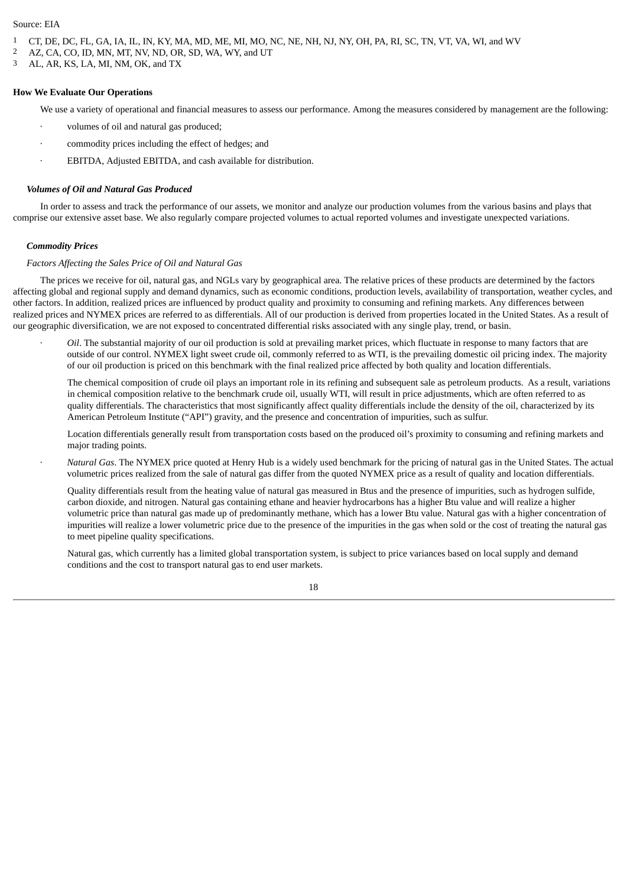Source: EIA

1 CT, DE, DC, FL, GA, IA, IL, IN, KY, MA, MD, ME, MI, MO, NC, NE, NH, NJ, NY, OH, PA, RI, SC, TN, VT, VA, WI, and WV
2 AZ, CA, CO, ID, MN, MT, NV, ND, OR, SD, WA, WY, and UT
3 AL, AR, KS, LA, MI, NM, OK, and TX

**How We Evaluate Our Operations**

We use a variety of operational and financial measures to assess our performance. Among the measures considered by management are the following:

- volumes of oil and natural gas produced;
- commodity prices including the effect of hedges; and
- EBITDA, Adjusted EBITDA, and cash available for distribution.

***Volumes of Oil and Natural Gas Produced***

In order to assess and track the performance of our assets, we monitor and analyze our production volumes from the various basins and plays that comprise our extensive asset base. We also regularly compare projected volumes to actual reported volumes and investigate unexpected variations.

***Commodity Prices***

*Factors Affecting the Sales Price of Oil and Natural Gas*

The prices we receive for oil, natural gas, and NGLs vary by geographical area. The relative prices of these products are determined by the factors affecting global and regional supply and demand dynamics, such as economic conditions, production levels, availability of transportation, weather cycles, and other factors. In addition, realized prices are influenced by product quality and proximity to consuming and refining markets. Any differences between realized prices and NYMEX prices are referred to as differentials. All of our production is derived from properties located in the United States. As a result of our geographic diversification, we are not exposed to concentrated differential risks associated with any single play, trend, or basin.

- *Oil*. The substantial majority of our oil production is sold at prevailing market prices, which fluctuate in response to many factors that are outside of our control. NYMEX light sweet crude oil, commonly referred to as WTI, is the prevailing domestic oil pricing index. The majority of our oil production is priced on this benchmark with the final realized price affected by both quality and location differentials.

  The chemical composition of crude oil plays an important role in its refining and subsequent sale as petroleum products. As a result, variations in chemical composition relative to the benchmark crude oil, usually WTI, will result in price adjustments, which are often referred to as quality differentials. The characteristics that most significantly affect quality differentials include the density of the oil, characterized by its American Petroleum Institute ("API") gravity, and the presence and concentration of impurities, such as sulfur.

  Location differentials generally result from transportation costs based on the produced oil's proximity to consuming and refining markets and major trading points.

- *Natural Gas*. The NYMEX price quoted at Henry Hub is a widely used benchmark for the pricing of natural gas in the United States. The actual volumetric prices realized from the sale of natural gas differ from the quoted NYMEX price as a result of quality and location differentials.

  Quality differentials result from the heating value of natural gas measured in Btus and the presence of impurities, such as hydrogen sulfide, carbon dioxide, and nitrogen. Natural gas containing ethane and heavier hydrocarbons has a higher Btu value and will realize a higher volumetric price than natural gas made up of predominantly methane, which has a lower Btu value. Natural gas with a higher concentration of impurities will realize a lower volumetric price due to the presence of the impurities in the gas when sold or the cost of treating the natural gas to meet pipeline quality specifications.

  Natural gas, which currently has a limited global transportation system, is subject to price variances based on local supply and demand conditions and the cost to transport natural gas to end user markets.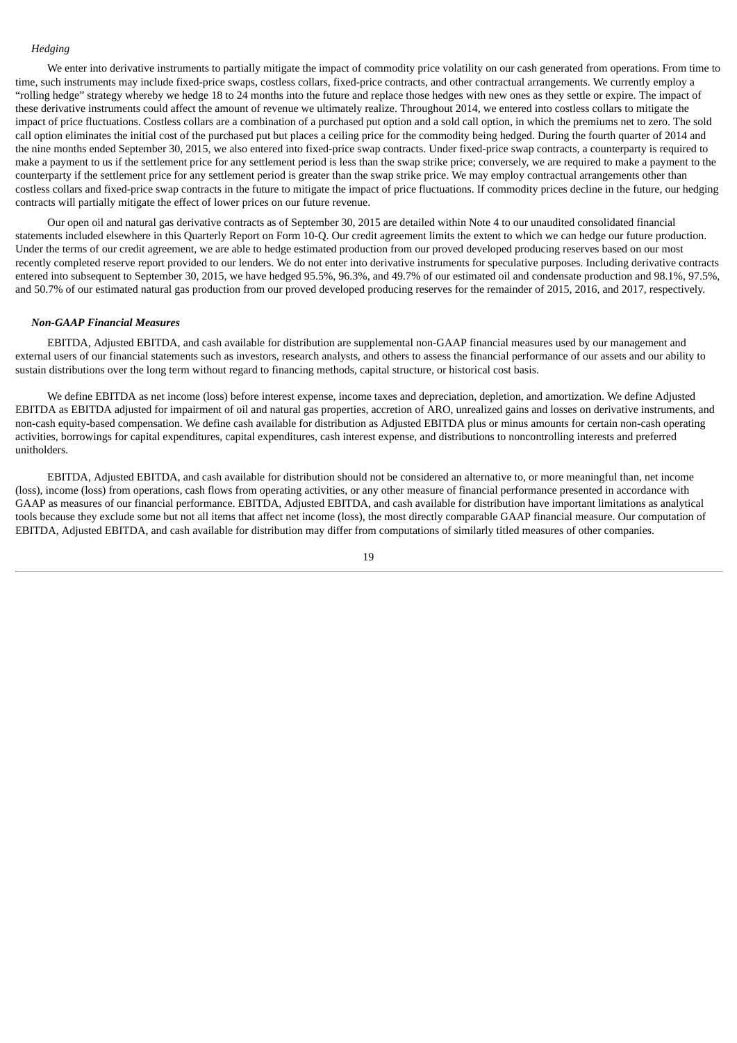*Hedging*

We enter into derivative instruments to partially mitigate the impact of commodity price volatility on our cash generated from operations. From time to time, such instruments may include fixed-price swaps, costless collars, fixed-price contracts, and other contractual arrangements. We currently employ a "rolling hedge" strategy whereby we hedge 18 to 24 months into the future and replace those hedges with new ones as they settle or expire. The impact of these derivative instruments could affect the amount of revenue we ultimately realize. Throughout 2014, we entered into costless collars to mitigate the impact of price fluctuations. Costless collars are a combination of a purchased put option and a sold call option, in which the premiums net to zero. The sold call option eliminates the initial cost of the purchased put but places a ceiling price for the commodity being hedged. During the fourth quarter of 2014 and the nine months ended September 30, 2015, we also entered into fixed-price swap contracts. Under fixed-price swap contracts, a counterparty is required to make a payment to us if the settlement price for any settlement period is less than the swap strike price; conversely, we are required to make a payment to the counterparty if the settlement price for any settlement period is greater than the swap strike price. We may employ contractual arrangements other than costless collars and fixed-price swap contracts in the future to mitigate the impact of price fluctuations. If commodity prices decline in the future, our hedging contracts will partially mitigate the effect of lower prices on our future revenue.

Our open oil and natural gas derivative contracts as of September 30, 2015 are detailed within Note 4 to our unaudited consolidated financial statements included elsewhere in this Quarterly Report on Form 10-Q. Our credit agreement limits the extent to which we can hedge our future production. Under the terms of our credit agreement, we are able to hedge estimated production from our proved developed producing reserves based on our most recently completed reserve report provided to our lenders. We do not enter into derivative instruments for speculative purposes. Including derivative contracts entered into subsequent to September 30, 2015, we have hedged 95.5%, 96.3%, and 49.7% of our estimated oil and condensate production and 98.1%, 97.5%, and 50.7% of our estimated natural gas production from our proved developed producing reserves for the remainder of 2015, 2016, and 2017, respectively.

***Non-GAAP Financial Measures***

EBITDA, Adjusted EBITDA, and cash available for distribution are supplemental non-GAAP financial measures used by our management and external users of our financial statements such as investors, research analysts, and others to assess the financial performance of our assets and our ability to sustain distributions over the long term without regard to financing methods, capital structure, or historical cost basis.

We define EBITDA as net income (loss) before interest expense, income taxes and depreciation, depletion, and amortization. We define Adjusted EBITDA as EBITDA adjusted for impairment of oil and natural gas properties, accretion of ARO, unrealized gains and losses on derivative instruments, and non-cash equity-based compensation. We define cash available for distribution as Adjusted EBITDA plus or minus amounts for certain non-cash operating activities, borrowings for capital expenditures, capital expenditures, cash interest expense, and distributions to noncontrolling interests and preferred unitholders.

EBITDA, Adjusted EBITDA, and cash available for distribution should not be considered an alternative to, or more meaningful than, net income (loss), income (loss) from operations, cash flows from operating activities, or any other measure of financial performance presented in accordance with GAAP as measures of our financial performance. EBITDA, Adjusted EBITDA, and cash available for distribution have important limitations as analytical tools because they exclude some but not all items that affect net income (loss), the most directly comparable GAAP financial measure. Our computation of EBITDA, Adjusted EBITDA, and cash available for distribution may differ from computations of similarly titled measures of other companies.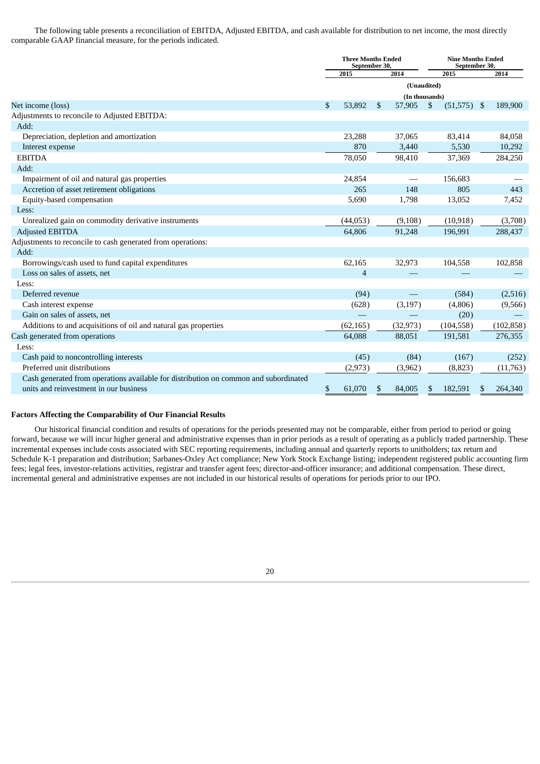The following table presents a reconciliation of EBITDA, Adjusted EBITDA, and cash available for distribution to net income, the most directly comparable GAAP financial measure, for the periods indicated.

| | Three Months Ended September 30, | | Nine Months Ended September 30, | |
|---|---|---|---|---|
| | 2015 | 2014 | 2015 | 2014 |
| | (Unaudited) (In thousands) | | | |
| Net income (loss) | $ 53,892 | $ 57,905 | $ (51,575) | $ 189,900 |
| Adjustments to reconcile to Adjusted EBITDA: | | | | |
| Add: | | | | |
| Depreciation, depletion and amortization | 23,288 | 37,065 | 83,414 | 84,058 |
| Interest expense | 870 | 3,440 | 5,530 | 10,292 |
| EBITDA | 78,050 | 98,410 | 37,369 | 284,250 |
| Add: | | | | |
| Impairment of oil and natural gas properties | 24,854 | — | 156,683 | — |
| Accretion of asset retirement obligations | 265 | 148 | 805 | 443 |
| Equity-based compensation | 5,690 | 1,798 | 13,052 | 7,452 |
| Less: | | | | |
| Unrealized gain on commodity derivative instruments | (44,053) | (9,108) | (10,918) | (3,708) |
| Adjusted EBITDA | 64,806 | 91,248 | 196,991 | 288,437 |
| Adjustments to reconcile to cash generated from operations: | | | | |
| Add: | | | | |
| Borrowings/cash used to fund capital expenditures | 62,165 | 32,973 | 104,558 | 102,858 |
| Loss on sales of assets, net | 4 | — | — | — |
| Less: | | | | |
| Deferred revenue | (94) | — | (584) | (2,516) |
| Cash interest expense | (628) | (3,197) | (4,806) | (9,566) |
| Gain on sales of assets, net | — | — | (20) | — |
| Additions to and acquisitions of oil and natural gas properties | (62,165) | (32,973) | (104,558) | (102,858) |
| Cash generated from operations | 64,088 | 88,051 | 191,581 | 276,355 |
| Less: | | | | |
| Cash paid to noncontrolling interests | (45) | (84) | (167) | (252) |
| Preferred unit distributions | (2,973) | (3,962) | (8,823) | (11,763) |
| Cash generated from operations available for distribution on common and subordinated units and reinvestment in our business | $ 61,070 | $ 84,005 | $ 182,591 | $ 264,340 |

### Factors Affecting the Comparability of Our Financial Results

Our historical financial condition and results of operations for the periods presented may not be comparable, either from period to period or going forward, because we will incur higher general and administrative expenses than in prior periods as a result of operating as a publicly traded partnership. These incremental expenses include costs associated with SEC reporting requirements, including annual and quarterly reports to unitholders; tax return and Schedule K-1 preparation and distribution; Sarbanes-Oxley Act compliance; New York Stock Exchange listing; independent registered public accounting firm fees; legal fees, investor-relations activities, registrar and transfer agent fees; director-and-officer insurance; and additional compensation. These direct, incremental general and administrative expenses are not included in our historical results of operations for periods prior to our IPO.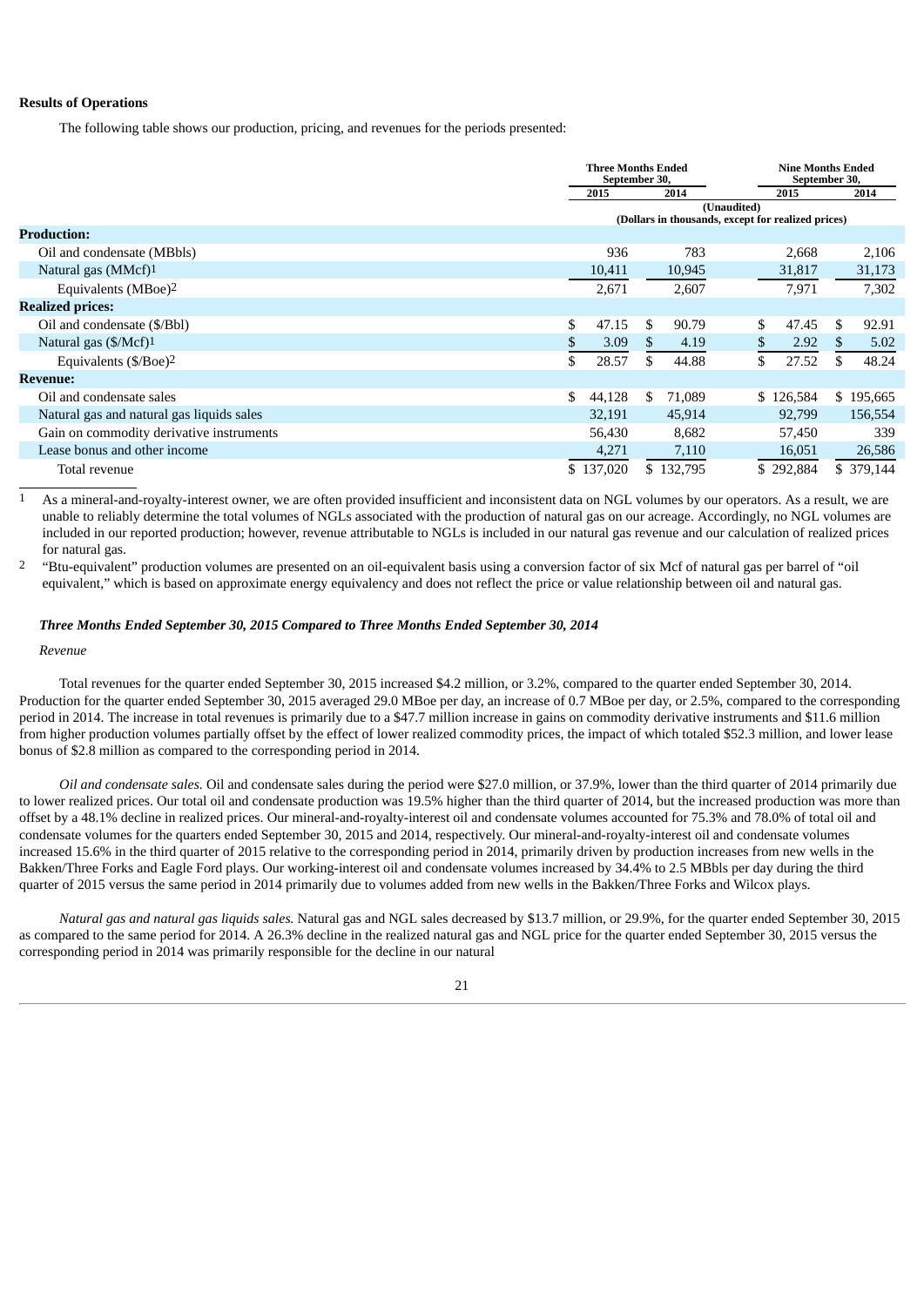**Results of Operations**

The following table shows our production, pricing, and revenues for the periods presented:

| | Three Months Ended September 30, | | Nine Months Ended September 30, | |
|---|---|---|---|---|
| | 2015 | 2014 | 2015 | 2014 |
| | (Unaudited) (Dollars in thousands, except for realized prices) | | | |
| **Production:** | | | | |
| Oil and condensate (MBbls) | 936 | 783 | 2,668 | 2,106 |
| Natural gas (MMcf)[1] | 10,411 | 10,945 | 31,817 | 31,173 |
| Equivalents (MBoe)[2] | 2,671 | 2,607 | 7,971 | 7,302 |
| **Realized prices:** | | | | |
| Oil and condensate ($/Bbl) | $ 47.15 | $ 90.79 | $ 47.45 | $ 92.91 |
| Natural gas ($/Mcf)[1] | $ 3.09 | $ 4.19 | $ 2.92 | $ 5.02 |
| Equivalents ($/Boe)[2] | $ 28.57 | $ 44.88 | $ 27.52 | $ 48.24 |
| **Revenue:** | | | | |
| Oil and condensate sales | $ 44,128 | $ 71,089 | $ 126,584 | $ 195,665 |
| Natural gas and natural gas liquids sales | 32,191 | 45,914 | 92,799 | 156,554 |
| Gain on commodity derivative instruments | 56,430 | 8,682 | 57,450 | 339 |
| Lease bonus and other income | 4,271 | 7,110 | 16,051 | 26,586 |
| Total revenue | $ 137,020 | $ 132,795 | $ 292,884 | $ 379,144 |

[1] As a mineral-and-royalty-interest owner, we are often provided insufficient and inconsistent data on NGL volumes by our operators. As a result, we are unable to reliably determine the total volumes of NGLs associated with the production of natural gas on our acreage. Accordingly, no NGL volumes are included in our reported production; however, revenue attributable to NGLs is included in our natural gas revenue and our calculation of realized prices for natural gas.

[2] "Btu-equivalent" production volumes are presented on an oil-equivalent basis using a conversion factor of six Mcf of natural gas per barrel of "oil equivalent," which is based on approximate energy equivalency and does not reflect the price or value relationship between oil and natural gas.

***Three Months Ended September 30, 2015 Compared to Three Months Ended September 30, 2014***

*Revenue*

Total revenues for the quarter ended September 30, 2015 increased $4.2 million, or 3.2%, compared to the quarter ended September 30, 2014. Production for the quarter ended September 30, 2015 averaged 29.0 MBoe per day, an increase of 0.7 MBoe per day, or 2.5%, compared to the corresponding period in 2014. The increase in total revenues is primarily due to a $47.7 million increase in gains on commodity derivative instruments and $11.6 million from higher production volumes partially offset by the effect of lower realized commodity prices, the impact of which totaled $52.3 million, and lower lease bonus of $2.8 million as compared to the corresponding period in 2014.

*Oil and condensate sales.* Oil and condensate sales during the period were $27.0 million, or 37.9%, lower than the third quarter of 2014 primarily due to lower realized prices. Our total oil and condensate production was 19.5% higher than the third quarter of 2014, but the increased production was more than offset by a 48.1% decline in realized prices. Our mineral-and-royalty-interest oil and condensate volumes accounted for 75.3% and 78.0% of total oil and condensate volumes for the quarters ended September 30, 2015 and 2014, respectively. Our mineral-and-royalty-interest oil and condensate volumes increased 15.6% in the third quarter of 2015 relative to the corresponding period in 2014, primarily driven by production increases from new wells in the Bakken/Three Forks and Eagle Ford plays. Our working-interest oil and condensate volumes increased by 34.4% to 2.5 MBbls per day during the third quarter of 2015 versus the same period in 2014 primarily due to volumes added from new wells in the Bakken/Three Forks and Wilcox plays.

*Natural gas and natural gas liquids sales.* Natural gas and NGL sales decreased by $13.7 million, or 29.9%, for the quarter ended September 30, 2015 as compared to the same period for 2014. A 26.3% decline in the realized natural gas and NGL price for the quarter ended September 30, 2015 versus the corresponding period in 2014 was primarily responsible for the decline in our natural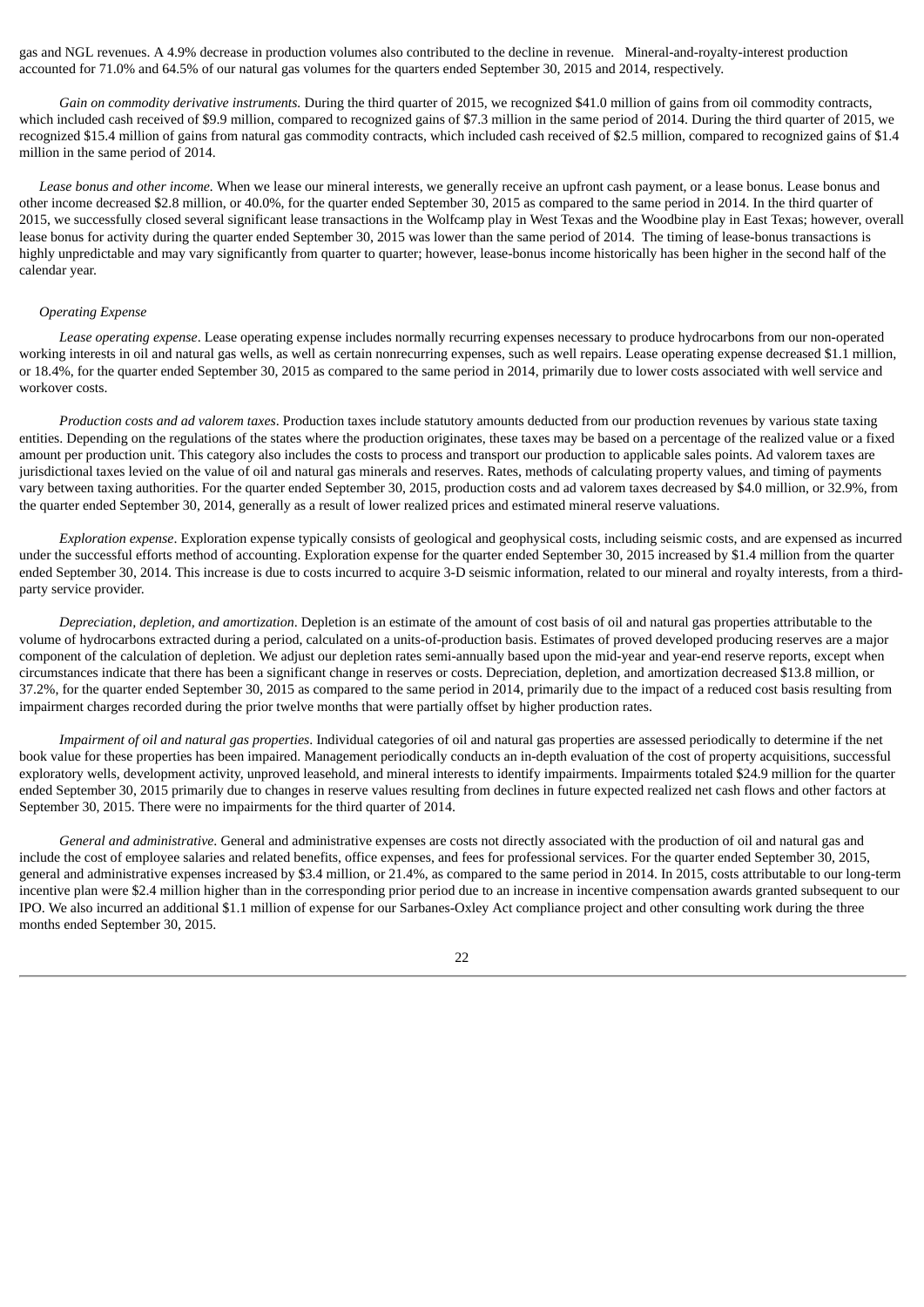gas and NGL revenues. A 4.9% decrease in production volumes also contributed to the decline in revenue. Mineral-and-royalty-interest production accounted for 71.0% and 64.5% of our natural gas volumes for the quarters ended September 30, 2015 and 2014, respectively.

*Gain on commodity derivative instruments.* During the third quarter of 2015, we recognized $41.0 million of gains from oil commodity contracts, which included cash received of $9.9 million, compared to recognized gains of $7.3 million in the same period of 2014. During the third quarter of 2015, we recognized $15.4 million of gains from natural gas commodity contracts, which included cash received of $2.5 million, compared to recognized gains of $1.4 million in the same period of 2014.

*Lease bonus and other income.* When we lease our mineral interests, we generally receive an upfront cash payment, or a lease bonus. Lease bonus and other income decreased $2.8 million, or 40.0%, for the quarter ended September 30, 2015 as compared to the same period in 2014. In the third quarter of 2015, we successfully closed several significant lease transactions in the Wolfcamp play in West Texas and the Woodbine play in East Texas; however, overall lease bonus for activity during the quarter ended September 30, 2015 was lower than the same period of 2014. The timing of lease-bonus transactions is highly unpredictable and may vary significantly from quarter to quarter; however, lease-bonus income historically has been higher in the second half of the calendar year.

*Operating Expense*

*Lease operating expense*. Lease operating expense includes normally recurring expenses necessary to produce hydrocarbons from our non-operated working interests in oil and natural gas wells, as well as certain nonrecurring expenses, such as well repairs. Lease operating expense decreased $1.1 million, or 18.4%, for the quarter ended September 30, 2015 as compared to the same period in 2014, primarily due to lower costs associated with well service and workover costs.

*Production costs and ad valorem taxes*. Production taxes include statutory amounts deducted from our production revenues by various state taxing entities. Depending on the regulations of the states where the production originates, these taxes may be based on a percentage of the realized value or a fixed amount per production unit. This category also includes the costs to process and transport our production to applicable sales points. Ad valorem taxes are jurisdictional taxes levied on the value of oil and natural gas minerals and reserves. Rates, methods of calculating property values, and timing of payments vary between taxing authorities. For the quarter ended September 30, 2015, production costs and ad valorem taxes decreased by $4.0 million, or 32.9%, from the quarter ended September 30, 2014, generally as a result of lower realized prices and estimated mineral reserve valuations.

*Exploration expense*. Exploration expense typically consists of geological and geophysical costs, including seismic costs, and are expensed as incurred under the successful efforts method of accounting. Exploration expense for the quarter ended September 30, 2015 increased by $1.4 million from the quarter ended September 30, 2014. This increase is due to costs incurred to acquire 3-D seismic information, related to our mineral and royalty interests, from a third-party service provider.

*Depreciation, depletion, and amortization*. Depletion is an estimate of the amount of cost basis of oil and natural gas properties attributable to the volume of hydrocarbons extracted during a period, calculated on a units-of-production basis. Estimates of proved developed producing reserves are a major component of the calculation of depletion. We adjust our depletion rates semi-annually based upon the mid-year and year-end reserve reports, except when circumstances indicate that there has been a significant change in reserves or costs. Depreciation, depletion, and amortization decreased $13.8 million, or 37.2%, for the quarter ended September 30, 2015 as compared to the same period in 2014, primarily due to the impact of a reduced cost basis resulting from impairment charges recorded during the prior twelve months that were partially offset by higher production rates.

*Impairment of oil and natural gas properties*. Individual categories of oil and natural gas properties are assessed periodically to determine if the net book value for these properties has been impaired. Management periodically conducts an in-depth evaluation of the cost of property acquisitions, successful exploratory wells, development activity, unproved leasehold, and mineral interests to identify impairments. Impairments totaled $24.9 million for the quarter ended September 30, 2015 primarily due to changes in reserve values resulting from declines in future expected realized net cash flows and other factors at September 30, 2015. There were no impairments for the third quarter of 2014.

*General and administrative*. General and administrative expenses are costs not directly associated with the production of oil and natural gas and include the cost of employee salaries and related benefits, office expenses, and fees for professional services. For the quarter ended September 30, 2015, general and administrative expenses increased by $3.4 million, or 21.4%, as compared to the same period in 2014. In 2015, costs attributable to our long-term incentive plan were $2.4 million higher than in the corresponding prior period due to an increase in incentive compensation awards granted subsequent to our IPO. We also incurred an additional $1.1 million of expense for our Sarbanes-Oxley Act compliance project and other consulting work during the three months ended September 30, 2015.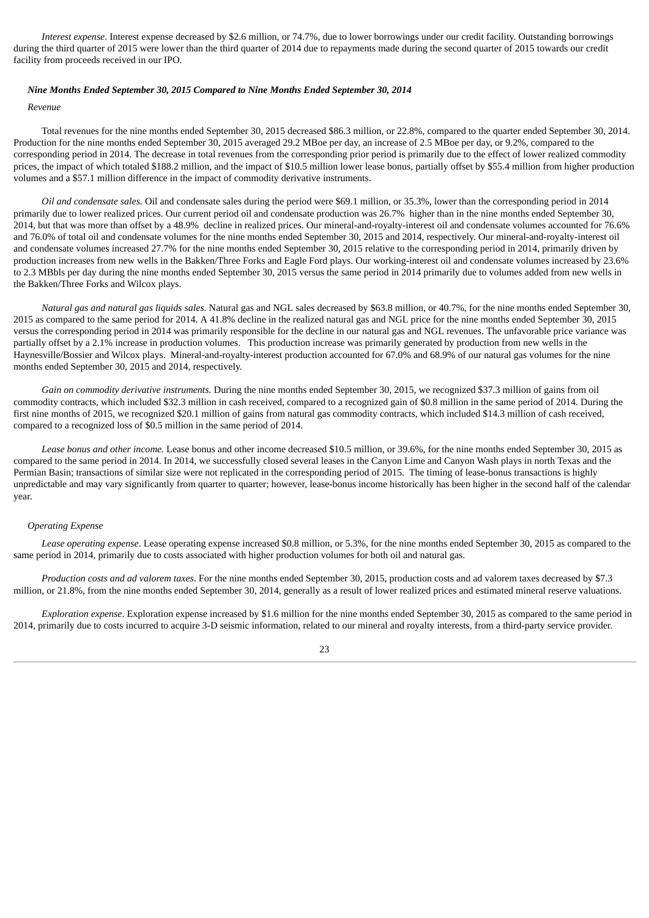*Interest expense*. Interest expense decreased by $2.6 million, or 74.7%, due to lower borrowings under our credit facility. Outstanding borrowings during the third quarter of 2015 were lower than the third quarter of 2014 due to repayments made during the second quarter of 2015 towards our credit facility from proceeds received in our IPO.

***Nine Months Ended September 30, 2015 Compared to Nine Months Ended September 30, 2014***

*Revenue*

Total revenues for the nine months ended September 30, 2015 decreased $86.3 million, or 22.8%, compared to the quarter ended September 30, 2014. Production for the nine months ended September 30, 2015 averaged 29.2 MBoe per day, an increase of 2.5 MBoe per day, or 9.2%, compared to the corresponding period in 2014. The decrease in total revenues from the corresponding prior period is primarily due to the effect of lower realized commodity prices, the impact of which totaled $188.2 million, and the impact of $10.5 million lower lease bonus, partially offset by $55.4 million from higher production volumes and a $57.1 million difference in the impact of commodity derivative instruments.

*Oil and condensate sales.* Oil and condensate sales during the period were $69.1 million, or 35.3%, lower than the corresponding period in 2014 primarily due to lower realized prices. Our current period oil and condensate production was 26.7% higher than in the nine months ended September 30, 2014, but that was more than offset by a 48.9% decline in realized prices. Our mineral-and-royalty-interest oil and condensate volumes accounted for 76.6% and 76.0% of total oil and condensate volumes for the nine months ended September 30, 2015 and 2014, respectively. Our mineral-and-royalty-interest oil and condensate volumes increased 27.7% for the nine months ended September 30, 2015 relative to the corresponding period in 2014, primarily driven by production increases from new wells in the Bakken/Three Forks and Eagle Ford plays. Our working-interest oil and condensate volumes increased by 23.6% to 2.3 MBbls per day during the nine months ended September 30, 2015 versus the same period in 2014 primarily due to volumes added from new wells in the Bakken/Three Forks and Wilcox plays.

*Natural gas and natural gas liquids sales.* Natural gas and NGL sales decreased by $63.8 million, or 40.7%, for the nine months ended September 30, 2015 as compared to the same period for 2014. A 41.8% decline in the realized natural gas and NGL price for the nine months ended September 30, 2015 versus the corresponding period in 2014 was primarily responsible for the decline in our natural gas and NGL revenues. The unfavorable price variance was partially offset by a 2.1% increase in production volumes. This production increase was primarily generated by production from new wells in the Haynesville/Bossier and Wilcox plays. Mineral-and-royalty-interest production accounted for 67.0% and 68.9% of our natural gas volumes for the nine months ended September 30, 2015 and 2014, respectively.

*Gain on commodity derivative instruments.* During the nine months ended September 30, 2015, we recognized $37.3 million of gains from oil commodity contracts, which included $32.3 million in cash received, compared to a recognized gain of $0.8 million in the same period of 2014. During the first nine months of 2015, we recognized $20.1 million of gains from natural gas commodity contracts, which included $14.3 million of cash received, compared to a recognized loss of $0.5 million in the same period of 2014.

*Lease bonus and other income.* Lease bonus and other income decreased $10.5 million, or 39.6%, for the nine months ended September 30, 2015 as compared to the same period in 2014. In 2014, we successfully closed several leases in the Canyon Lime and Canyon Wash plays in north Texas and the Permian Basin; transactions of similar size were not replicated in the corresponding period of 2015. The timing of lease-bonus transactions is highly unpredictable and may vary significantly from quarter to quarter; however, lease-bonus income historically has been higher in the second half of the calendar year.

*Operating Expense*

*Lease operating expense*. Lease operating expense increased $0.8 million, or 5.3%, for the nine months ended September 30, 2015 as compared to the same period in 2014, primarily due to costs associated with higher production volumes for both oil and natural gas.

*Production costs and ad valorem taxes*. For the nine months ended September 30, 2015, production costs and ad valorem taxes decreased by $7.3 million, or 21.8%, from the nine months ended September 30, 2014, generally as a result of lower realized prices and estimated mineral reserve valuations.

*Exploration expense*. Exploration expense increased by $1.6 million for the nine months ended September 30, 2015 as compared to the same period in 2014, primarily due to costs incurred to acquire 3-D seismic information, related to our mineral and royalty interests, from a third-party service provider.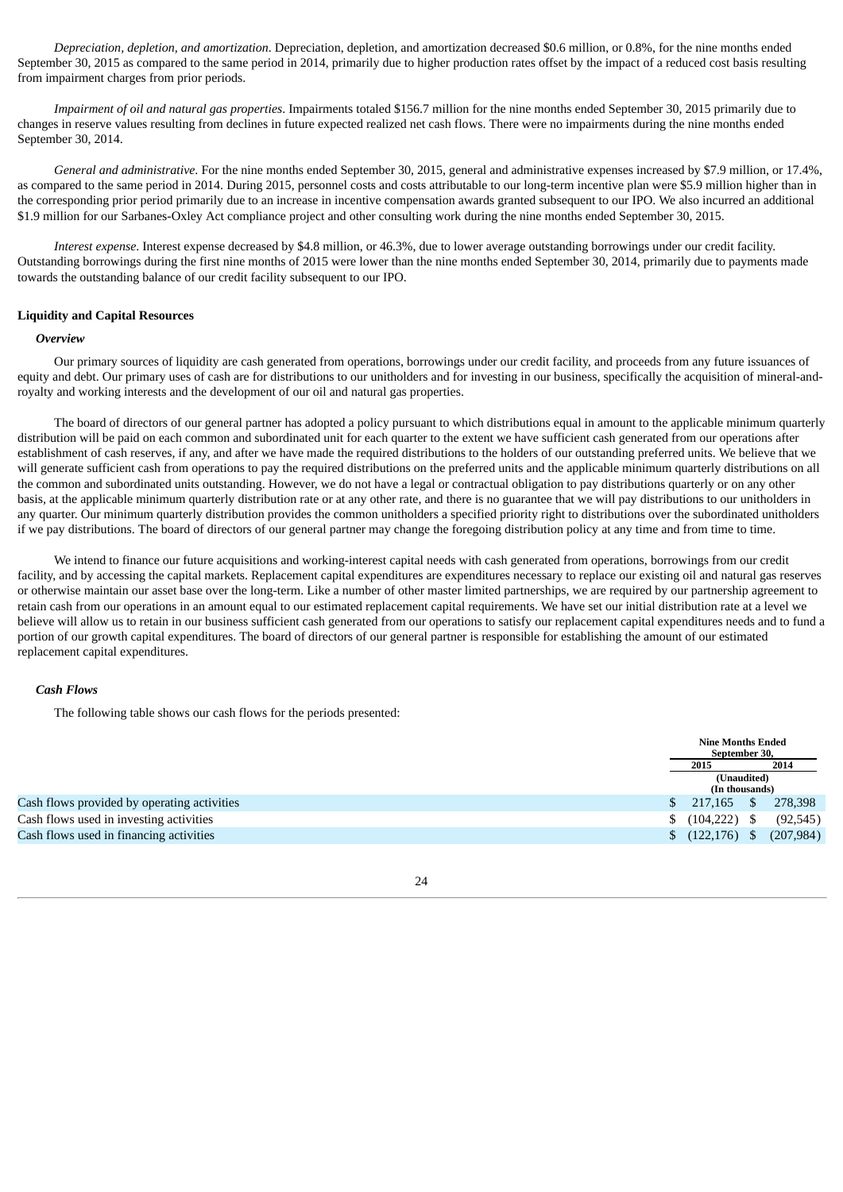*Depreciation, depletion, and amortization*. Depreciation, depletion, and amortization decreased $0.6 million, or 0.8%, for the nine months ended September 30, 2015 as compared to the same period in 2014, primarily due to higher production rates offset by the impact of a reduced cost basis resulting from impairment charges from prior periods.

*Impairment of oil and natural gas properties*. Impairments totaled $156.7 million for the nine months ended September 30, 2015 primarily due to changes in reserve values resulting from declines in future expected realized net cash flows. There were no impairments during the nine months ended September 30, 2014.

*General and administrative*. For the nine months ended September 30, 2015, general and administrative expenses increased by $7.9 million, or 17.4%, as compared to the same period in 2014. During 2015, personnel costs and costs attributable to our long-term incentive plan were $5.9 million higher than in the corresponding prior period primarily due to an increase in incentive compensation awards granted subsequent to our IPO. We also incurred an additional $1.9 million for our Sarbanes-Oxley Act compliance project and other consulting work during the nine months ended September 30, 2015.

*Interest expense*. Interest expense decreased by $4.8 million, or 46.3%, due to lower average outstanding borrowings under our credit facility. Outstanding borrowings during the first nine months of 2015 were lower than the nine months ended September 30, 2014, primarily due to payments made towards the outstanding balance of our credit facility subsequent to our IPO.

**Liquidity and Capital Resources**

***Overview***

Our primary sources of liquidity are cash generated from operations, borrowings under our credit facility, and proceeds from any future issuances of equity and debt. Our primary uses of cash are for distributions to our unitholders and for investing in our business, specifically the acquisition of mineral-and-royalty and working interests and the development of our oil and natural gas properties.

The board of directors of our general partner has adopted a policy pursuant to which distributions equal in amount to the applicable minimum quarterly distribution will be paid on each common and subordinated unit for each quarter to the extent we have sufficient cash generated from our operations after establishment of cash reserves, if any, and after we have made the required distributions to the holders of our outstanding preferred units. We believe that we will generate sufficient cash from operations to pay the required distributions on the preferred units and the applicable minimum quarterly distributions on all the common and subordinated units outstanding. However, we do not have a legal or contractual obligation to pay distributions quarterly or on any other basis, at the applicable minimum quarterly distribution rate or at any other rate, and there is no guarantee that we will pay distributions to our unitholders in any quarter. Our minimum quarterly distribution provides the common unitholders a specified priority right to distributions over the subordinated unitholders if we pay distributions. The board of directors of our general partner may change the foregoing distribution policy at any time and from time to time.

We intend to finance our future acquisitions and working-interest capital needs with cash generated from operations, borrowings from our credit facility, and by accessing the capital markets. Replacement capital expenditures are expenditures necessary to replace our existing oil and natural gas reserves or otherwise maintain our asset base over the long-term. Like a number of other master limited partnerships, we are required by our partnership agreement to retain cash from our operations in an amount equal to our estimated replacement capital requirements. We have set our initial distribution rate at a level we believe will allow us to retain in our business sufficient cash generated from our operations to satisfy our replacement capital expenditures needs and to fund a portion of our growth capital expenditures. The board of directors of our general partner is responsible for establishing the amount of our estimated replacement capital expenditures.

***Cash Flows***

The following table shows our cash flows for the periods presented:

| | Nine Months Ended September 30, | |
|---|---|---|
| | 2015 | 2014 |
| | (Unaudited) (In thousands) | |
| Cash flows provided by operating activities | $ 217,165 | $ 278,398 |
| Cash flows used in investing activities | $ (104,222) | $ (92,545) |
| Cash flows used in financing activities | $ (122,176) | $ (207,984) |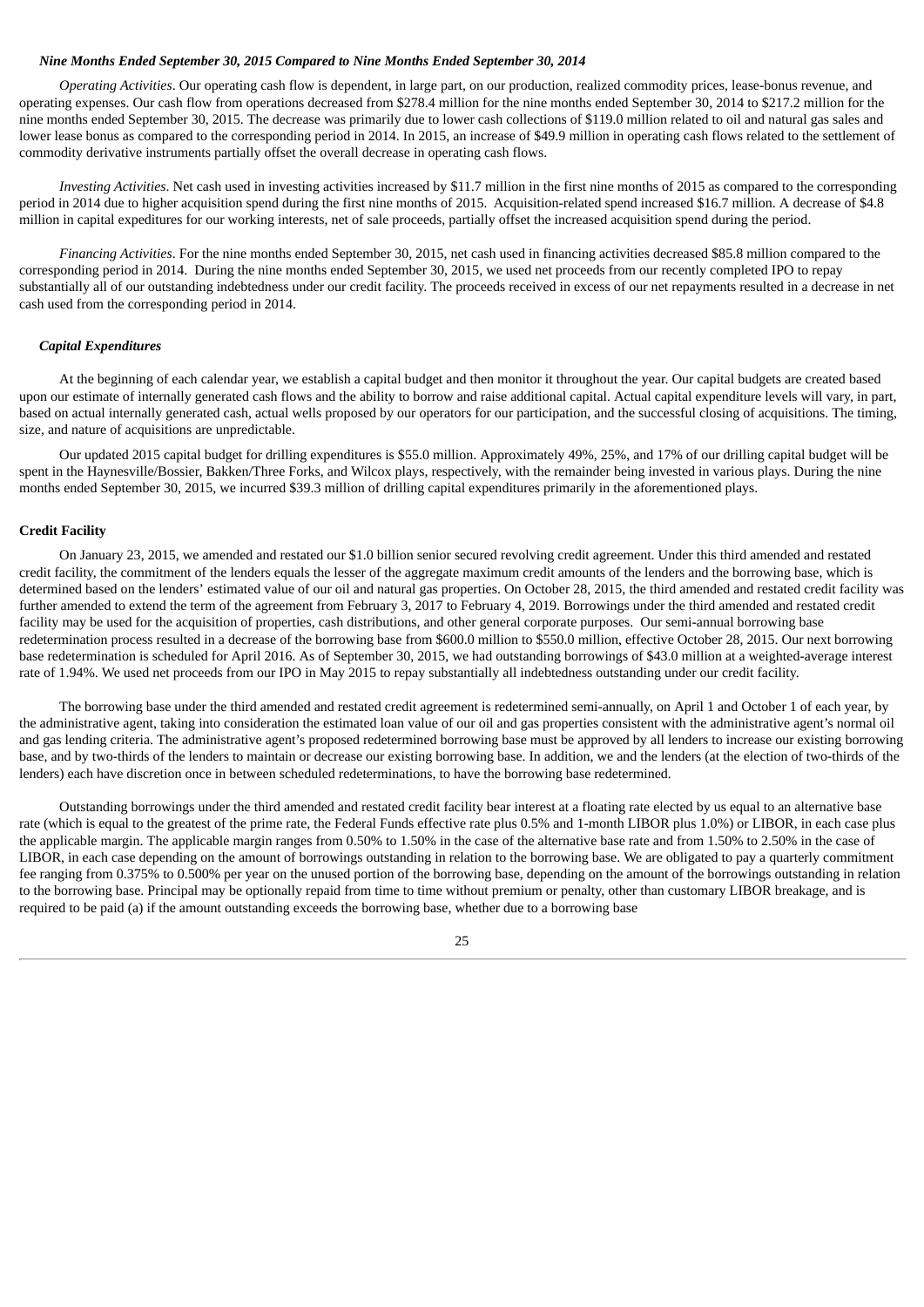### *Nine Months Ended September 30, 2015 Compared to Nine Months Ended September 30, 2014*

*Operating Activities*. Our operating cash flow is dependent, in large part, on our production, realized commodity prices, lease-bonus revenue, and operating expenses. Our cash flow from operations decreased from $278.4 million for the nine months ended September 30, 2014 to $217.2 million for the nine months ended September 30, 2015. The decrease was primarily due to lower cash collections of $119.0 million related to oil and natural gas sales and lower lease bonus as compared to the corresponding period in 2014. In 2015, an increase of $49.9 million in operating cash flows related to the settlement of commodity derivative instruments partially offset the overall decrease in operating cash flows.

*Investing Activities*. Net cash used in investing activities increased by $11.7 million in the first nine months of 2015 as compared to the corresponding period in 2014 due to higher acquisition spend during the first nine months of 2015. Acquisition-related spend increased $16.7 million. A decrease of $4.8 million in capital expeditures for our working interests, net of sale proceeds, partially offset the increased acquisition spend during the period.

*Financing Activities*. For the nine months ended September 30, 2015, net cash used in financing activities decreased $85.8 million compared to the corresponding period in 2014. During the nine months ended September 30, 2015, we used net proceeds from our recently completed IPO to repay substantially all of our outstanding indebtedness under our credit facility. The proceeds received in excess of our net repayments resulted in a decrease in net cash used from the corresponding period in 2014.

### *Capital Expenditures*

At the beginning of each calendar year, we establish a capital budget and then monitor it throughout the year. Our capital budgets are created based upon our estimate of internally generated cash flows and the ability to borrow and raise additional capital. Actual capital expenditure levels will vary, in part, based on actual internally generated cash, actual wells proposed by our operators for our participation, and the successful closing of acquisitions. The timing, size, and nature of acquisitions are unpredictable.

Our updated 2015 capital budget for drilling expenditures is $55.0 million. Approximately 49%, 25%, and 17% of our drilling capital budget will be spent in the Haynesville/Bossier, Bakken/Three Forks, and Wilcox plays, respectively, with the remainder being invested in various plays. During the nine months ended September 30, 2015, we incurred $39.3 million of drilling capital expenditures primarily in the aforementioned plays.

## Credit Facility

On January 23, 2015, we amended and restated our $1.0 billion senior secured revolving credit agreement. Under this third amended and restated credit facility, the commitment of the lenders equals the lesser of the aggregate maximum credit amounts of the lenders and the borrowing base, which is determined based on the lenders' estimated value of our oil and natural gas properties. On October 28, 2015, the third amended and restated credit facility was further amended to extend the term of the agreement from February 3, 2017 to February 4, 2019. Borrowings under the third amended and restated credit facility may be used for the acquisition of properties, cash distributions, and other general corporate purposes. Our semi-annual borrowing base redetermination process resulted in a decrease of the borrowing base from $600.0 million to $550.0 million, effective October 28, 2015. Our next borrowing base redetermination is scheduled for April 2016. As of September 30, 2015, we had outstanding borrowings of $43.0 million at a weighted-average interest rate of 1.94%. We used net proceeds from our IPO in May 2015 to repay substantially all indebtedness outstanding under our credit facility.

The borrowing base under the third amended and restated credit agreement is redetermined semi-annually, on April 1 and October 1 of each year, by the administrative agent, taking into consideration the estimated loan value of our oil and gas properties consistent with the administrative agent's normal oil and gas lending criteria. The administrative agent's proposed redetermined borrowing base must be approved by all lenders to increase our existing borrowing base, and by two-thirds of the lenders to maintain or decrease our existing borrowing base. In addition, we and the lenders (at the election of two-thirds of the lenders) each have discretion once in between scheduled redeterminations, to have the borrowing base redetermined.

Outstanding borrowings under the third amended and restated credit facility bear interest at a floating rate elected by us equal to an alternative base rate (which is equal to the greatest of the prime rate, the Federal Funds effective rate plus 0.5% and 1-month LIBOR plus 1.0%) or LIBOR, in each case plus the applicable margin. The applicable margin ranges from 0.50% to 1.50% in the case of the alternative base rate and from 1.50% to 2.50% in the case of LIBOR, in each case depending on the amount of borrowings outstanding in relation to the borrowing base. We are obligated to pay a quarterly commitment fee ranging from 0.375% to 0.500% per year on the unused portion of the borrowing base, depending on the amount of the borrowings outstanding in relation to the borrowing base. Principal may be optionally repaid from time to time without premium or penalty, other than customary LIBOR breakage, and is required to be paid (a) if the amount outstanding exceeds the borrowing base, whether due to a borrowing base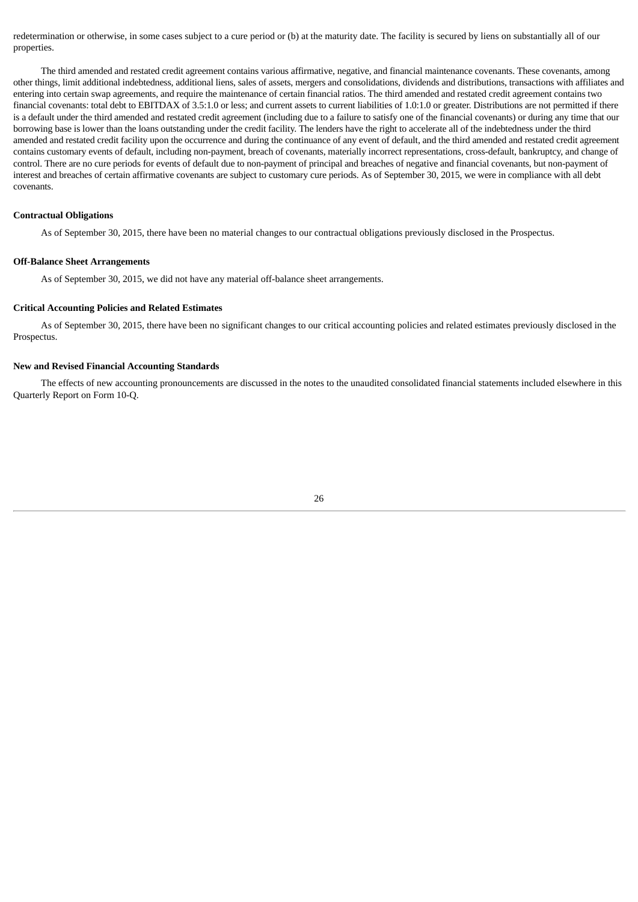redetermination or otherwise, in some cases subject to a cure period or (b) at the maturity date. The facility is secured by liens on substantially all of our properties.

The third amended and restated credit agreement contains various affirmative, negative, and financial maintenance covenants. These covenants, among other things, limit additional indebtedness, additional liens, sales of assets, mergers and consolidations, dividends and distributions, transactions with affiliates and entering into certain swap agreements, and require the maintenance of certain financial ratios. The third amended and restated credit agreement contains two financial covenants: total debt to EBITDAX of 3.5:1.0 or less; and current assets to current liabilities of 1.0:1.0 or greater. Distributions are not permitted if there is a default under the third amended and restated credit agreement (including due to a failure to satisfy one of the financial covenants) or during any time that our borrowing base is lower than the loans outstanding under the credit facility. The lenders have the right to accelerate all of the indebtedness under the third amended and restated credit facility upon the occurrence and during the continuance of any event of default, and the third amended and restated credit agreement contains customary events of default, including non-payment, breach of covenants, materially incorrect representations, cross-default, bankruptcy, and change of control. There are no cure periods for events of default due to non-payment of principal and breaches of negative and financial covenants, but non-payment of interest and breaches of certain affirmative covenants are subject to customary cure periods. As of September 30, 2015, we were in compliance with all debt covenants.

**Contractual Obligations**

As of September 30, 2015, there have been no material changes to our contractual obligations previously disclosed in the Prospectus.

**Off-Balance Sheet Arrangements**

As of September 30, 2015, we did not have any material off-balance sheet arrangements.

**Critical Accounting Policies and Related Estimates**

As of September 30, 2015, there have been no significant changes to our critical accounting policies and related estimates previously disclosed in the Prospectus.

**New and Revised Financial Accounting Standards**

The effects of new accounting pronouncements are discussed in the notes to the unaudited consolidated financial statements included elsewhere in this Quarterly Report on Form 10-Q.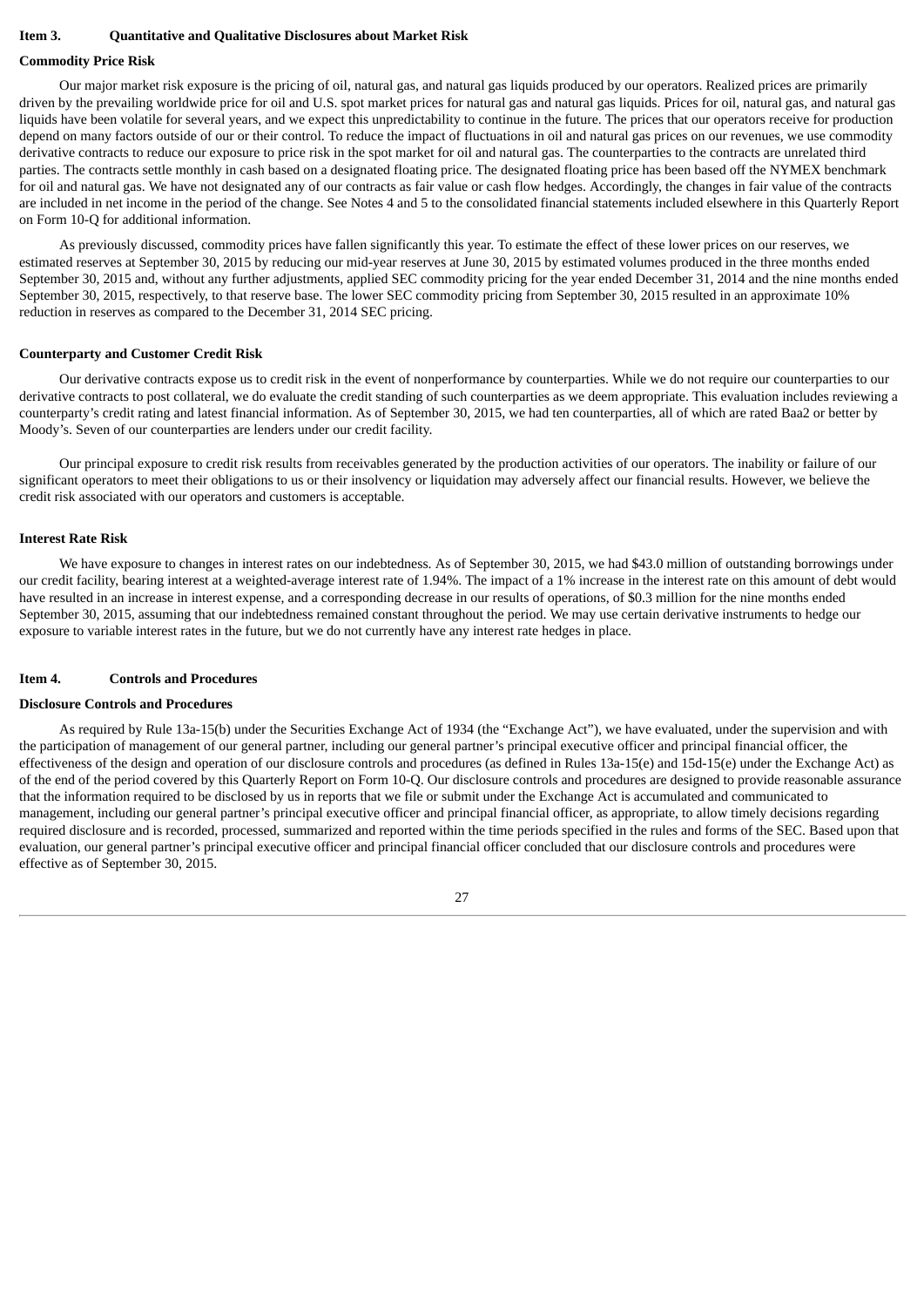## Item 3. Quantitative and Qualitative Disclosures about Market Risk

### Commodity Price Risk

Our major market risk exposure is the pricing of oil, natural gas, and natural gas liquids produced by our operators. Realized prices are primarily driven by the prevailing worldwide price for oil and U.S. spot market prices for natural gas and natural gas liquids. Prices for oil, natural gas, and natural gas liquids have been volatile for several years, and we expect this unpredictability to continue in the future. The prices that our operators receive for production depend on many factors outside of our or their control. To reduce the impact of fluctuations in oil and natural gas prices on our revenues, we use commodity derivative contracts to reduce our exposure to price risk in the spot market for oil and natural gas. The counterparties to the contracts are unrelated third parties. The contracts settle monthly in cash based on a designated floating price. The designated floating price has been based off the NYMEX benchmark for oil and natural gas. We have not designated any of our contracts as fair value or cash flow hedges. Accordingly, the changes in fair value of the contracts are included in net income in the period of the change. See Notes 4 and 5 to the consolidated financial statements included elsewhere in this Quarterly Report on Form 10-Q for additional information.

As previously discussed, commodity prices have fallen significantly this year. To estimate the effect of these lower prices on our reserves, we estimated reserves at September 30, 2015 by reducing our mid-year reserves at June 30, 2015 by estimated volumes produced in the three months ended September 30, 2015 and, without any further adjustments, applied SEC commodity pricing for the year ended December 31, 2014 and the nine months ended September 30, 2015, respectively, to that reserve base. The lower SEC commodity pricing from September 30, 2015 resulted in an approximate 10% reduction in reserves as compared to the December 31, 2014 SEC pricing.

### Counterparty and Customer Credit Risk

Our derivative contracts expose us to credit risk in the event of nonperformance by counterparties. While we do not require our counterparties to our derivative contracts to post collateral, we do evaluate the credit standing of such counterparties as we deem appropriate. This evaluation includes reviewing a counterparty's credit rating and latest financial information. As of September 30, 2015, we had ten counterparties, all of which are rated Baa2 or better by Moody's. Seven of our counterparties are lenders under our credit facility.

Our principal exposure to credit risk results from receivables generated by the production activities of our operators. The inability or failure of our significant operators to meet their obligations to us or their insolvency or liquidation may adversely affect our financial results. However, we believe the credit risk associated with our operators and customers is acceptable.

### Interest Rate Risk

We have exposure to changes in interest rates on our indebtedness. As of September 30, 2015, we had $43.0 million of outstanding borrowings under our credit facility, bearing interest at a weighted-average interest rate of 1.94%. The impact of a 1% increase in the interest rate on this amount of debt would have resulted in an increase in interest expense, and a corresponding decrease in our results of operations, of $0.3 million for the nine months ended September 30, 2015, assuming that our indebtedness remained constant throughout the period. We may use certain derivative instruments to hedge our exposure to variable interest rates in the future, but we do not currently have any interest rate hedges in place.

## Item 4. Controls and Procedures

### Disclosure Controls and Procedures

As required by Rule 13a-15(b) under the Securities Exchange Act of 1934 (the "Exchange Act"), we have evaluated, under the supervision and with the participation of management of our general partner, including our general partner's principal executive officer and principal financial officer, the effectiveness of the design and operation of our disclosure controls and procedures (as defined in Rules 13a-15(e) and 15d-15(e) under the Exchange Act) as of the end of the period covered by this Quarterly Report on Form 10-Q. Our disclosure controls and procedures are designed to provide reasonable assurance that the information required to be disclosed by us in reports that we file or submit under the Exchange Act is accumulated and communicated to management, including our general partner's principal executive officer and principal financial officer, as appropriate, to allow timely decisions regarding required disclosure and is recorded, processed, summarized and reported within the time periods specified in the rules and forms of the SEC. Based upon that evaluation, our general partner's principal executive officer and principal financial officer concluded that our disclosure controls and procedures were effective as of September 30, 2015.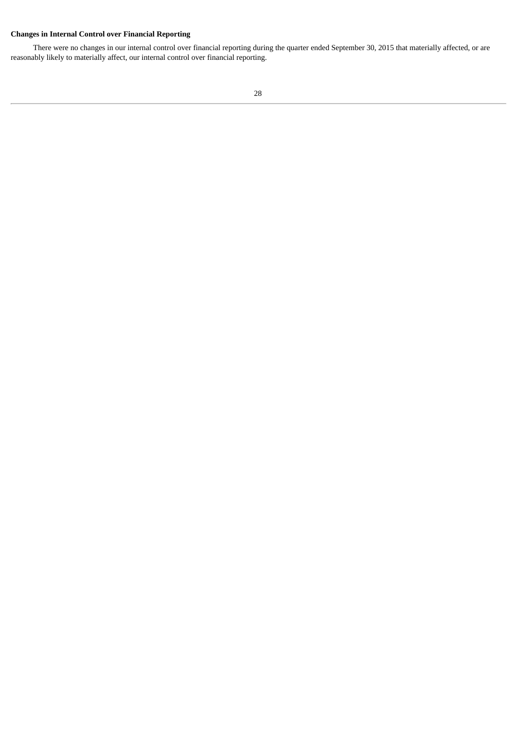**Changes in Internal Control over Financial Reporting**

There were no changes in our internal control over financial reporting during the quarter ended September 30, 2015 that materially affected, or are reasonably likely to materially affect, our internal control over financial reporting.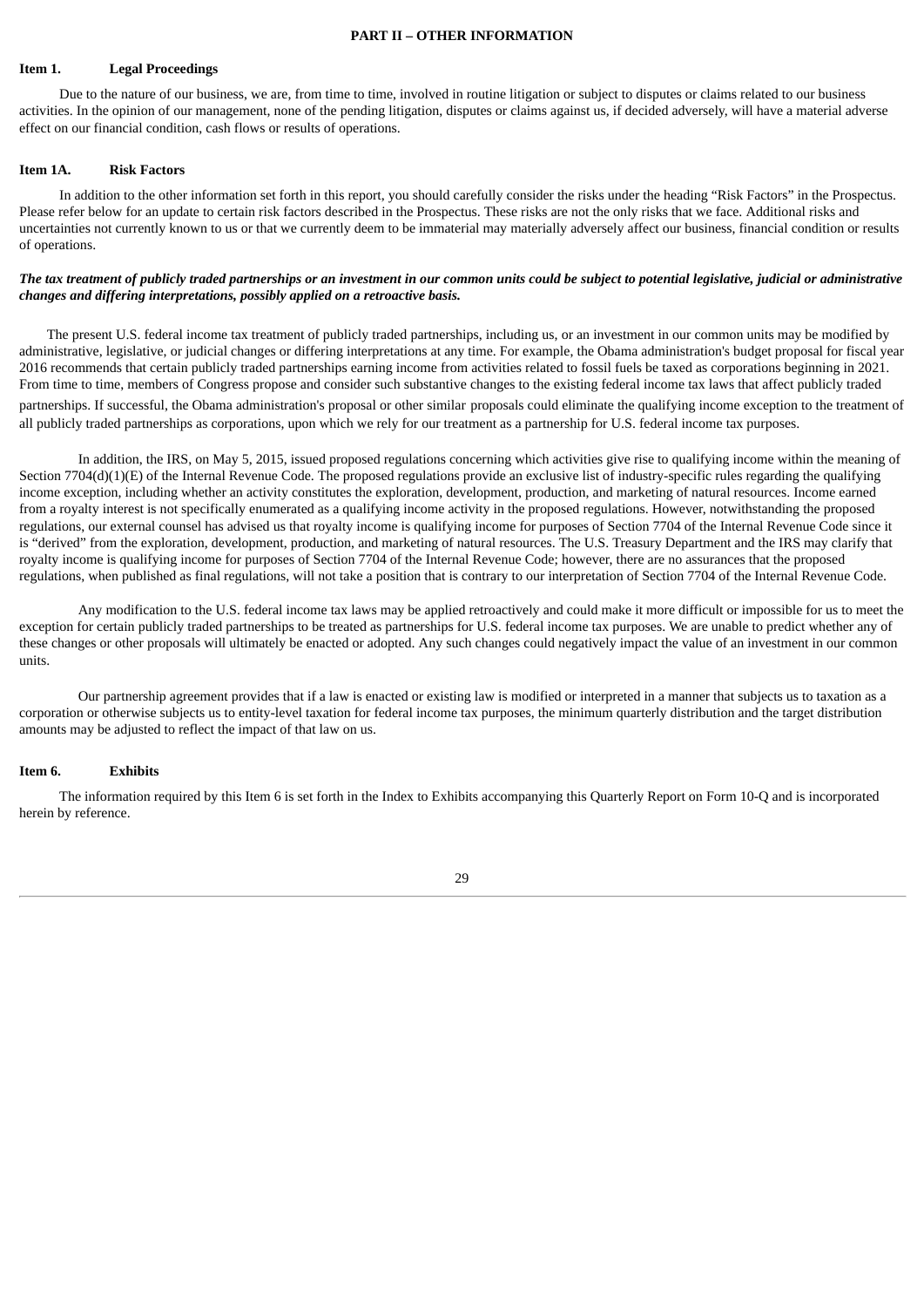# PART II – OTHER INFORMATION

## Item 1. Legal Proceedings

Due to the nature of our business, we are, from time to time, involved in routine litigation or subject to disputes or claims related to our business activities. In the opinion of our management, none of the pending litigation, disputes or claims against us, if decided adversely, will have a material adverse effect on our financial condition, cash flows or results of operations.

## Item 1A. Risk Factors

In addition to the other information set forth in this report, you should carefully consider the risks under the heading "Risk Factors" in the Prospectus. Please refer below for an update to certain risk factors described in the Prospectus. These risks are not the only risks that we face. Additional risks and uncertainties not currently known to us or that we currently deem to be immaterial may materially adversely affect our business, financial condition or results of operations.

***The tax treatment of publicly traded partnerships or an investment in our common units could be subject to potential legislative, judicial or administrative changes and differing interpretations, possibly applied on a retroactive basis.***

The present U.S. federal income tax treatment of publicly traded partnerships, including us, or an investment in our common units may be modified by administrative, legislative, or judicial changes or differing interpretations at any time. For example, the Obama administration's budget proposal for fiscal year 2016 recommends that certain publicly traded partnerships earning income from activities related to fossil fuels be taxed as corporations beginning in 2021. From time to time, members of Congress propose and consider such substantive changes to the existing federal income tax laws that affect publicly traded partnerships. If successful, the Obama administration's proposal or other similar proposals could eliminate the qualifying income exception to the treatment of all publicly traded partnerships as corporations, upon which we rely for our treatment as a partnership for U.S. federal income tax purposes.

In addition, the IRS, on May 5, 2015, issued proposed regulations concerning which activities give rise to qualifying income within the meaning of Section 7704(d)(1)(E) of the Internal Revenue Code. The proposed regulations provide an exclusive list of industry-specific rules regarding the qualifying income exception, including whether an activity constitutes the exploration, development, production, and marketing of natural resources. Income earned from a royalty interest is not specifically enumerated as a qualifying income activity in the proposed regulations. However, notwithstanding the proposed regulations, our external counsel has advised us that royalty income is qualifying income for purposes of Section 7704 of the Internal Revenue Code since it is "derived" from the exploration, development, production, and marketing of natural resources. The U.S. Treasury Department and the IRS may clarify that royalty income is qualifying income for purposes of Section 7704 of the Internal Revenue Code; however, there are no assurances that the proposed regulations, when published as final regulations, will not take a position that is contrary to our interpretation of Section 7704 of the Internal Revenue Code.

Any modification to the U.S. federal income tax laws may be applied retroactively and could make it more difficult or impossible for us to meet the exception for certain publicly traded partnerships to be treated as partnerships for U.S. federal income tax purposes. We are unable to predict whether any of these changes or other proposals will ultimately be enacted or adopted. Any such changes could negatively impact the value of an investment in our common units.

Our partnership agreement provides that if a law is enacted or existing law is modified or interpreted in a manner that subjects us to taxation as a corporation or otherwise subjects us to entity-level taxation for federal income tax purposes, the minimum quarterly distribution and the target distribution amounts may be adjusted to reflect the impact of that law on us.

## Item 6. Exhibits

The information required by this Item 6 is set forth in the Index to Exhibits accompanying this Quarterly Report on Form 10-Q and is incorporated herein by reference.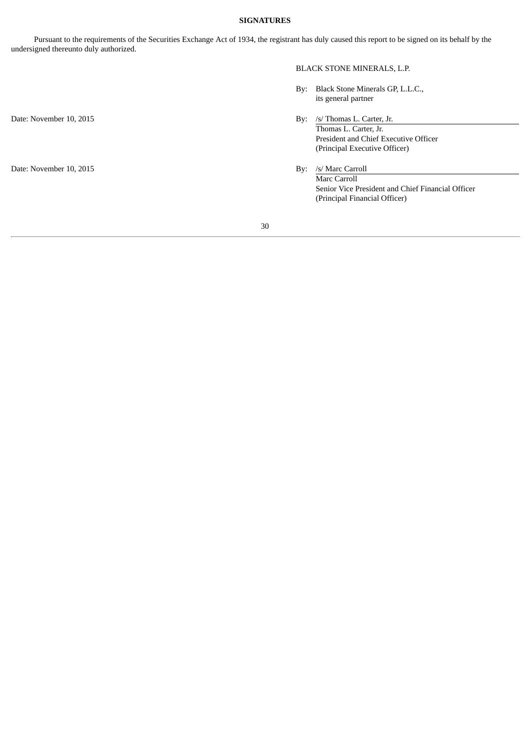**SIGNATURES**

Pursuant to the requirements of the Securities Exchange Act of 1934, the registrant has duly caused this report to be signed on its behalf by the undersigned thereunto duly authorized.

BLACK STONE MINERALS, L.P.

By: Black Stone Minerals GP, L.L.C., its general partner

Date: November 10, 2015

By: /s/ Thomas L. Carter, Jr.
Thomas L. Carter, Jr.
President and Chief Executive Officer
(Principal Executive Officer)

Date: November 10, 2015

By: /s/ Marc Carroll
Marc Carroll
Senior Vice President and Chief Financial Officer
(Principal Financial Officer)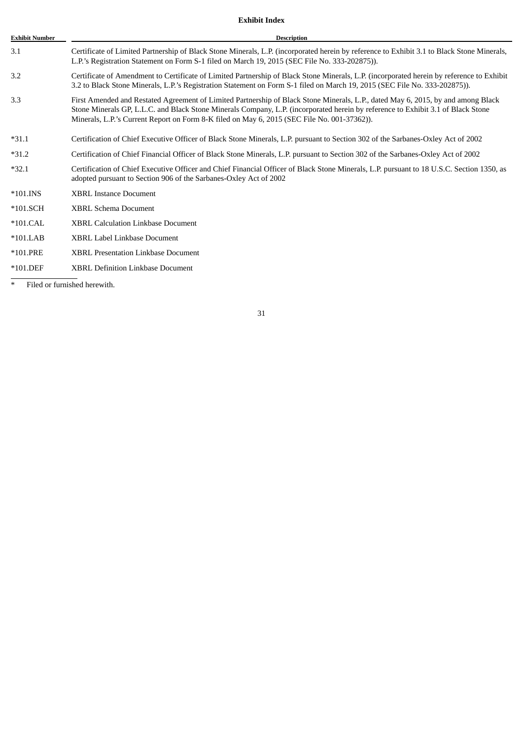**Exhibit Index**

| Exhibit Number | Description |
|---|---|
| 3.1 | Certificate of Limited Partnership of Black Stone Minerals, L.P. (incorporated herein by reference to Exhibit 3.1 to Black Stone Minerals, L.P.'s Registration Statement on Form S-1 filed on March 19, 2015 (SEC File No. 333-202875)). |
| 3.2 | Certificate of Amendment to Certificate of Limited Partnership of Black Stone Minerals, L.P. (incorporated herein by reference to Exhibit 3.2 to Black Stone Minerals, L.P.'s Registration Statement on Form S-1 filed on March 19, 2015 (SEC File No. 333-202875)). |
| 3.3 | First Amended and Restated Agreement of Limited Partnership of Black Stone Minerals, L.P., dated May 6, 2015, by and among Black Stone Minerals GP, L.L.C. and Black Stone Minerals Company, L.P. (incorporated herein by reference to Exhibit 3.1 of Black Stone Minerals, L.P.'s Current Report on Form 8-K filed on May 6, 2015 (SEC File No. 001-37362)). |
| *31.1 | Certification of Chief Executive Officer of Black Stone Minerals, L.P. pursuant to Section 302 of the Sarbanes-Oxley Act of 2002 |
| *31.2 | Certification of Chief Financial Officer of Black Stone Minerals, L.P. pursuant to Section 302 of the Sarbanes-Oxley Act of 2002 |
| *32.1 | Certification of Chief Executive Officer and Chief Financial Officer of Black Stone Minerals, L.P. pursuant to 18 U.S.C. Section 1350, as adopted pursuant to Section 906 of the Sarbanes-Oxley Act of 2002 |
| *101.INS | XBRL Instance Document |
| *101.SCH | XBRL Schema Document |
| *101.CAL | XBRL Calculation Linkbase Document |
| *101.LAB | XBRL Label Linkbase Document |
| *101.PRE | XBRL Presentation Linkbase Document |
| *101.DEF | XBRL Definition Linkbase Document |

\* Filed or furnished herewith.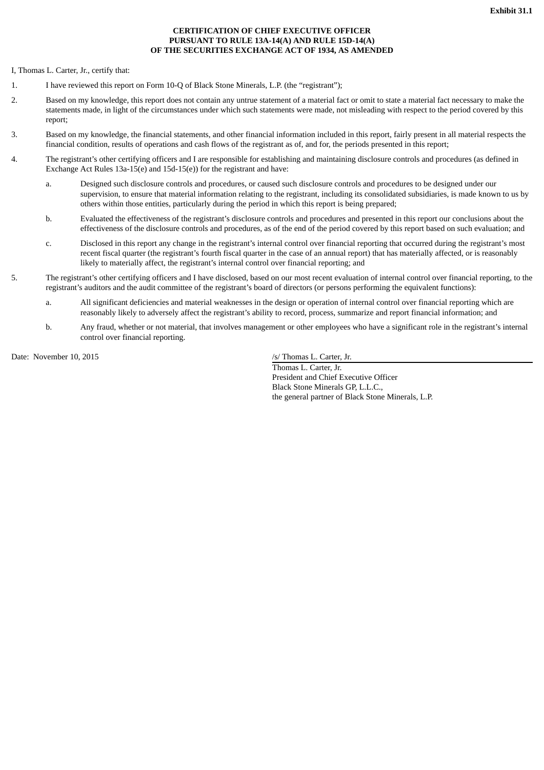**Exhibit 31.1**

**CERTIFICATION OF CHIEF EXECUTIVE OFFICER**
**PURSUANT TO RULE 13A-14(A) AND RULE 15D-14(A)**
**OF THE SECURITIES EXCHANGE ACT OF 1934, AS AMENDED**

I, Thomas L. Carter, Jr., certify that:

1. I have reviewed this report on Form 10-Q of Black Stone Minerals, L.P. (the "registrant");

2. Based on my knowledge, this report does not contain any untrue statement of a material fact or omit to state a material fact necessary to make the statements made, in light of the circumstances under which such statements were made, not misleading with respect to the period covered by this report;

3. Based on my knowledge, the financial statements, and other financial information included in this report, fairly present in all material respects the financial condition, results of operations and cash flows of the registrant as of, and for, the periods presented in this report;

4. The registrant's other certifying officers and I are responsible for establishing and maintaining disclosure controls and procedures (as defined in Exchange Act Rules 13a-15(e) and 15d-15(e)) for the registrant and have:

   a. Designed such disclosure controls and procedures, or caused such disclosure controls and procedures to be designed under our supervision, to ensure that material information relating to the registrant, including its consolidated subsidiaries, is made known to us by others within those entities, particularly during the period in which this report is being prepared;

   b. Evaluated the effectiveness of the registrant's disclosure controls and procedures and presented in this report our conclusions about the effectiveness of the disclosure controls and procedures, as of the end of the period covered by this report based on such evaluation; and

   c. Disclosed in this report any change in the registrant's internal control over financial reporting that occurred during the registrant's most recent fiscal quarter (the registrant's fourth fiscal quarter in the case of an annual report) that has materially affected, or is reasonably likely to materially affect, the registrant's internal control over financial reporting; and

5. The registrant's other certifying officers and I have disclosed, based on our most recent evaluation of internal control over financial reporting, to the registrant's auditors and the audit committee of the registrant's board of directors (or persons performing the equivalent functions):

   a. All significant deficiencies and material weaknesses in the design or operation of internal control over financial reporting which are reasonably likely to adversely affect the registrant's ability to record, process, summarize and report financial information; and

   b. Any fraud, whether or not material, that involves management or other employees who have a significant role in the registrant's internal control over financial reporting.

Date: November 10, 2015

/s/ Thomas L. Carter, Jr.

Thomas L. Carter, Jr.
President and Chief Executive Officer
Black Stone Minerals GP, L.L.C.,
the general partner of Black Stone Minerals, L.P.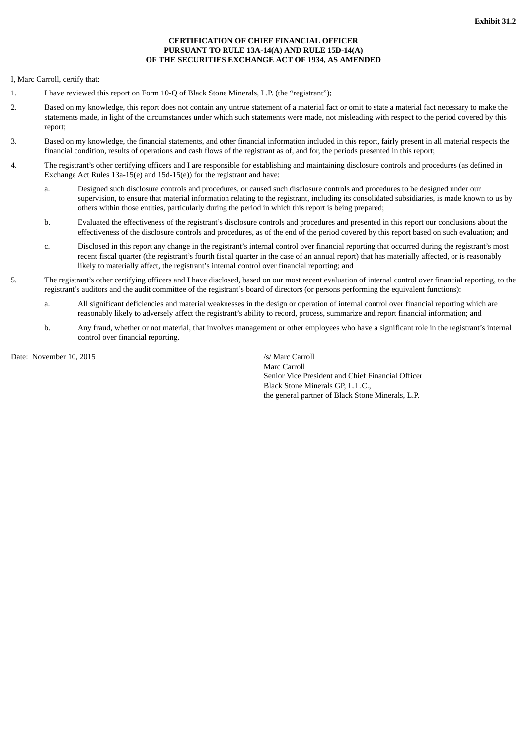**Exhibit 31.2**

**CERTIFICATION OF CHIEF FINANCIAL OFFICER**
**PURSUANT TO RULE 13A-14(A) AND RULE 15D-14(A)**
**OF THE SECURITIES EXCHANGE ACT OF 1934, AS AMENDED**

I, Marc Carroll, certify that:

1. I have reviewed this report on Form 10-Q of Black Stone Minerals, L.P. (the "registrant");

2. Based on my knowledge, this report does not contain any untrue statement of a material fact or omit to state a material fact necessary to make the statements made, in light of the circumstances under which such statements were made, not misleading with respect to the period covered by this report;

3. Based on my knowledge, the financial statements, and other financial information included in this report, fairly present in all material respects the financial condition, results of operations and cash flows of the registrant as of, and for, the periods presented in this report;

4. The registrant's other certifying officers and I are responsible for establishing and maintaining disclosure controls and procedures (as defined in Exchange Act Rules 13a-15(e) and 15d-15(e)) for the registrant and have:

   a. Designed such disclosure controls and procedures, or caused such disclosure controls and procedures to be designed under our supervision, to ensure that material information relating to the registrant, including its consolidated subsidiaries, is made known to us by others within those entities, particularly during the period in which this report is being prepared;

   b. Evaluated the effectiveness of the registrant's disclosure controls and procedures and presented in this report our conclusions about the effectiveness of the disclosure controls and procedures, as of the end of the period covered by this report based on such evaluation; and

   c. Disclosed in this report any change in the registrant's internal control over financial reporting that occurred during the registrant's most recent fiscal quarter (the registrant's fourth fiscal quarter in the case of an annual report) that has materially affected, or is reasonably likely to materially affect, the registrant's internal control over financial reporting; and

5. The registrant's other certifying officers and I have disclosed, based on our most recent evaluation of internal control over financial reporting, to the registrant's auditors and the audit committee of the registrant's board of directors (or persons performing the equivalent functions):

   a. All significant deficiencies and material weaknesses in the design or operation of internal control over financial reporting which are reasonably likely to adversely affect the registrant's ability to record, process, summarize and report financial information; and

   b. Any fraud, whether or not material, that involves management or other employees who have a significant role in the registrant's internal control over financial reporting.

Date: November 10, 2015

/s/ Marc Carroll
Marc Carroll
Senior Vice President and Chief Financial Officer
Black Stone Minerals GP, L.L.C.,
the general partner of Black Stone Minerals, L.P.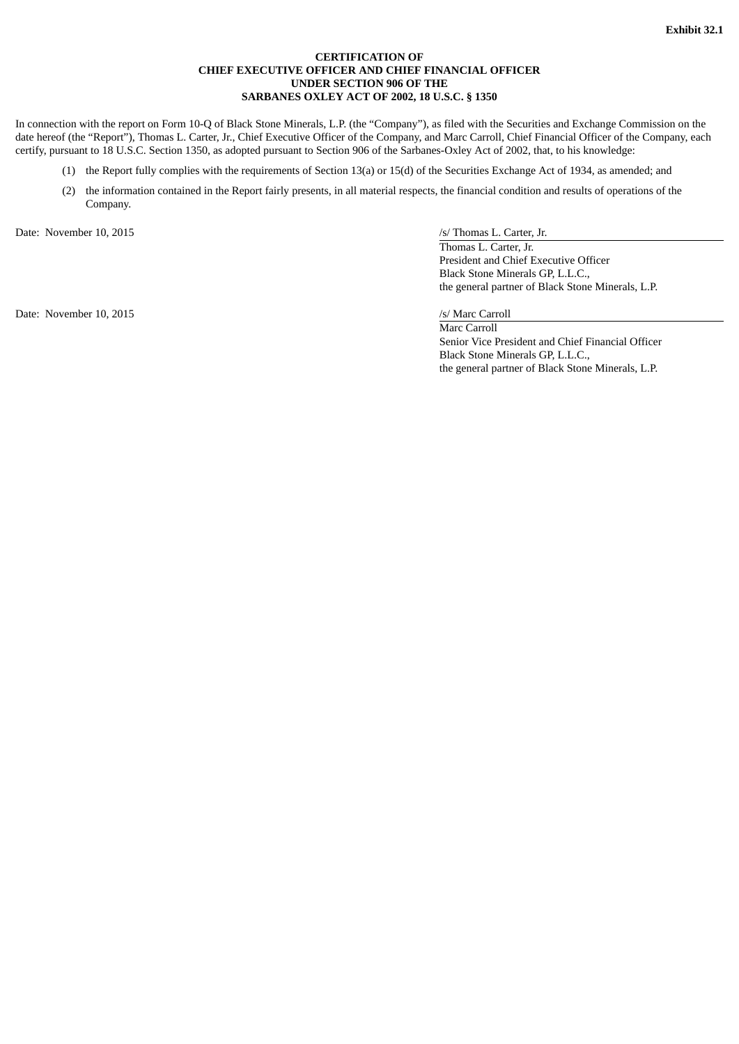**Exhibit 32.1**

**CERTIFICATION OF**
**CHIEF EXECUTIVE OFFICER AND CHIEF FINANCIAL OFFICER**
**UNDER SECTION 906 OF THE**
**SARBANES OXLEY ACT OF 2002, 18 U.S.C. § 1350**

In connection with the report on Form 10-Q of Black Stone Minerals, L.P. (the "Company"), as filed with the Securities and Exchange Commission on the date hereof (the "Report"), Thomas L. Carter, Jr., Chief Executive Officer of the Company, and Marc Carroll, Chief Financial Officer of the Company, each certify, pursuant to 18 U.S.C. Section 1350, as adopted pursuant to Section 906 of the Sarbanes-Oxley Act of 2002, that, to his knowledge:

(1) the Report fully complies with the requirements of Section 13(a) or 15(d) of the Securities Exchange Act of 1934, as amended; and

(2) the information contained in the Report fairly presents, in all material respects, the financial condition and results of operations of the Company.

Date: November 10, 2015

/s/ Thomas L. Carter, Jr.
Thomas L. Carter, Jr.
President and Chief Executive Officer
Black Stone Minerals GP, L.L.C.,
the general partner of Black Stone Minerals, L.P.

Date: November 10, 2015

/s/ Marc Carroll
Marc Carroll
Senior Vice President and Chief Financial Officer
Black Stone Minerals GP, L.L.C.,
the general partner of Black Stone Minerals, L.P.